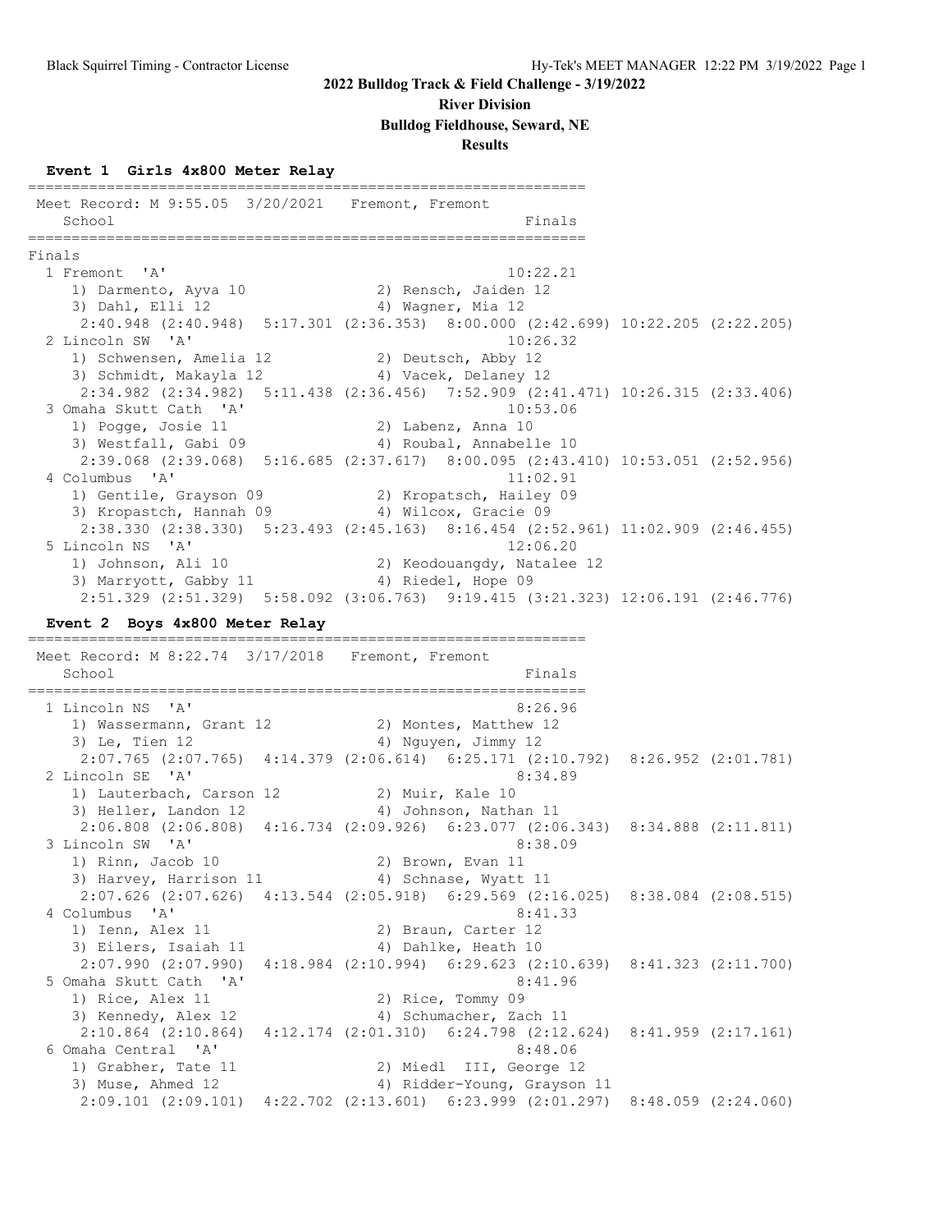# 2022 Bulldog Track & Field Challenge - 3/19/2022

## River Division

### Bulldog Fieldhouse, Seward, NE

### Results

**Event 1 Girls 4x800 Meter Relay**

```
================================================================
 Meet Record: M 9:55.05  3/20/2021   Fremont, Fremont
    School                                               Finals
================================================================
Finals
  1 Fremont  'A'                                       10:22.21
     1) Darmento, Ayva 10             2) Rensch, Jaiden 12
     3) Dahl, Elli 12                 4) Wagner, Mia 12
      2:40.948 (2:40.948)  5:17.301 (2:36.353)  8:00.000 (2:42.699) 10:22.205 (2:22.205)
  2 Lincoln SW  'A'                                    10:26.32
     1) Schwensen, Amelia 12          2) Deutsch, Abby 12
     3) Schmidt, Makayla 12           4) Vacek, Delaney 12
      2:34.982 (2:34.982)  5:11.438 (2:36.456)  7:52.909 (2:41.471) 10:26.315 (2:33.406)
  3 Omaha Skutt Cath  'A'                              10:53.06
     1) Pogge, Josie 11               2) Labenz, Anna 10
     3) Westfall, Gabi 09             4) Roubal, Annabelle 10
      2:39.068 (2:39.068)  5:16.685 (2:37.617)  8:00.095 (2:43.410) 10:53.051 (2:52.956)
  4 Columbus  'A'                                      11:02.91
     1) Gentile, Grayson 09           2) Kropatsch, Hailey 09
     3) Kropastch, Hannah 09          4) Wilcox, Gracie 09
      2:38.330 (2:38.330)  5:23.493 (2:45.163)  8:16.454 (2:52.961) 11:02.909 (2:46.455)
  5 Lincoln NS  'A'                                    12:06.20
     1) Johnson, Ali 10               2) Keodouangdy, Natalee 12
     3) Marryott, Gabby 11            4) Riedel, Hope 09
      2:51.329 (2:51.329)  5:58.092 (3:06.763)  9:19.415 (3:21.323) 12:06.191 (2:46.776)
```

**Event 2 Boys 4x800 Meter Relay**

```
================================================================
 Meet Record: M 8:22.74  3/17/2018   Fremont, Fremont
    School                                               Finals
================================================================
  1 Lincoln NS  'A'                                     8:26.96
     1) Wassermann, Grant 12          2) Montes, Matthew 12
     3) Le, Tien 12                   4) Nguyen, Jimmy 12
      2:07.765 (2:07.765)  4:14.379 (2:06.614)  6:25.171 (2:10.792)  8:26.952 (2:01.781)
  2 Lincoln SE  'A'                                     8:34.89
     1) Lauterbach, Carson 12         2) Muir, Kale 10
     3) Heller, Landon 12             4) Johnson, Nathan 11
      2:06.808 (2:06.808)  4:16.734 (2:09.926)  6:23.077 (2:06.343)  8:34.888 (2:11.811)
  3 Lincoln SW  'A'                                     8:38.09
     1) Rinn, Jacob 10                2) Brown, Evan 11
     3) Harvey, Harrison 11           4) Schnase, Wyatt 11
      2:07.626 (2:07.626)  4:13.544 (2:05.918)  6:29.569 (2:16.025)  8:38.084 (2:08.515)
  4 Columbus  'A'                                       8:41.33
     1) Ienn, Alex 11                 2) Braun, Carter 12
     3) Eilers, Isaiah 11             4) Dahlke, Heath 10
      2:07.990 (2:07.990)  4:18.984 (2:10.994)  6:29.623 (2:10.639)  8:41.323 (2:11.700)
  5 Omaha Skutt Cath  'A'                               8:41.96
     1) Rice, Alex 11                 2) Rice, Tommy 09
     3) Kennedy, Alex 12              4) Schumacher, Zach 11
      2:10.864 (2:10.864)  4:12.174 (2:01.310)  6:24.798 (2:12.624)  8:41.959 (2:17.161)
  6 Omaha Central  'A'                                  8:48.06
     1) Grabher, Tate 11              2) Miedl  III, George 12
     3) Muse, Ahmed 12                4) Ridder-Young, Grayson 11
      2:09.101 (2:09.101)  4:22.702 (2:13.601)  6:23.999 (2:01.297)  8:48.059 (2:24.060)
```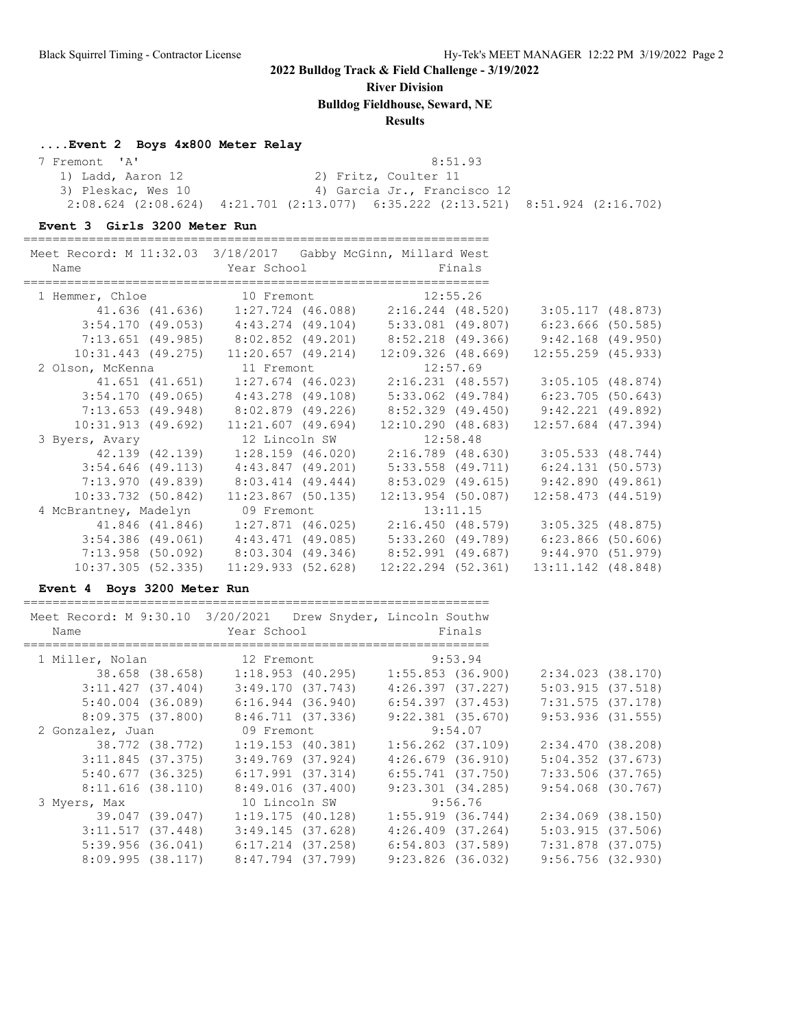## 2022 Bulldog Track & Field Challenge - 3/19/2022

**River Division**

**Bulldog Fieldhouse, Seward, NE**

**Results**

### ....Event 2 Boys 4x800 Meter Relay

```
  7 Fremont  'A'                                        8:51.93
     1) Ladd, Aaron 12                  2) Fritz, Coulter 11
     3) Pleskac, Wes 10                 4) Garcia Jr., Francisco 12
     2:08.624 (2:08.624)  4:21.701 (2:13.077)  6:35.222 (2:13.521)  8:51.924 (2:16.702)
```

### Event 3 Girls 3200 Meter Run

```
================================================================
 Meet Record: M 11:32.03  3/18/2017   Gabby McGinn, Millard West
   Name                    Year School                  Finals
================================================================
  1 Hemmer, Chloe              10 Fremont              12:55.26
          41.636 (41.636)    1:27.724 (46.088)    2:16.244 (48.520)    3:05.117 (48.873)
        3:54.170 (49.053)    4:43.274 (49.104)    5:33.081 (49.807)    6:23.666 (50.585)
        7:13.651 (49.985)    8:02.852 (49.201)    8:52.218 (49.366)    9:42.168 (49.950)
       10:31.443 (49.275)   11:20.657 (49.214)   12:09.326 (48.669)   12:55.259 (45.933)
  2 Olson, McKenna             11 Fremont              12:57.69
          41.651 (41.651)    1:27.674 (46.023)    2:16.231 (48.557)    3:05.105 (48.874)
        3:54.170 (49.065)    4:43.278 (49.108)    5:33.062 (49.784)    6:23.705 (50.643)
        7:13.653 (49.948)    8:02.879 (49.226)    8:52.329 (49.450)    9:42.221 (49.892)
       10:31.913 (49.692)   11:21.607 (49.694)   12:10.290 (48.683)   12:57.684 (47.394)
  3 Byers, Avary               12 Lincoln SW           12:58.48
          42.139 (42.139)    1:28.159 (46.020)    2:16.789 (48.630)    3:05.533 (48.744)
        3:54.646 (49.113)    4:43.847 (49.201)    5:33.558 (49.711)    6:24.131 (50.573)
        7:13.970 (49.839)    8:03.414 (49.444)    8:53.029 (49.615)    9:42.890 (49.861)
       10:33.732 (50.842)   11:23.867 (50.135)   12:13.954 (50.087)   12:58.473 (44.519)
  4 McBrantney, Madelyn        09 Fremont              13:11.15
          41.846 (41.846)    1:27.871 (46.025)    2:16.450 (48.579)    3:05.325 (48.875)
        3:54.386 (49.061)    4:43.471 (49.085)    5:33.260 (49.789)    6:23.866 (50.606)
        7:13.958 (50.092)    8:03.304 (49.346)    8:52.991 (49.687)    9:44.970 (51.979)
       10:37.305 (52.335)   11:29.933 (52.628)   12:22.294 (52.361)   13:11.142 (48.848)
```

### Event 4 Boys 3200 Meter Run

```
================================================================
 Meet Record: M 9:30.10  3/20/2021   Drew Snyder, Lincoln Southw
   Name                    Year School                  Finals
================================================================
  1 Miller, Nolan              12 Fremont               9:53.94
          38.658 (38.658)    1:18.953 (40.295)    1:55.853 (36.900)    2:34.023 (38.170)
        3:11.427 (37.404)    3:49.170 (37.743)    4:26.397 (37.227)    5:03.915 (37.518)
        5:40.004 (36.089)    6:16.944 (36.940)    6:54.397 (37.453)    7:31.575 (37.178)
        8:09.375 (37.800)    8:46.711 (37.336)    9:22.381 (35.670)    9:53.936 (31.555)
  2 Gonzalez, Juan             09 Fremont               9:54.07
          38.772 (38.772)    1:19.153 (40.381)    1:56.262 (37.109)    2:34.470 (38.208)
        3:11.845 (37.375)    3:49.769 (37.924)    4:26.679 (36.910)    5:04.352 (37.673)
        5:40.677 (36.325)    6:17.991 (37.314)    6:55.741 (37.750)    7:33.506 (37.765)
        8:11.616 (38.110)    8:49.016 (37.400)    9:23.301 (34.285)    9:54.068 (30.767)
  3 Myers, Max                 10 Lincoln SW            9:56.76
          39.047 (39.047)    1:19.175 (40.128)    1:55.919 (36.744)    2:34.069 (38.150)
        3:11.517 (37.448)    3:49.145 (37.628)    4:26.409 (37.264)    5:03.915 (37.506)
        5:39.956 (36.041)    6:17.214 (37.258)    6:54.803 (37.589)    7:31.878 (37.075)
        8:09.995 (38.117)    8:47.794 (37.799)    9:23.826 (36.032)    9:56.756 (32.930)
```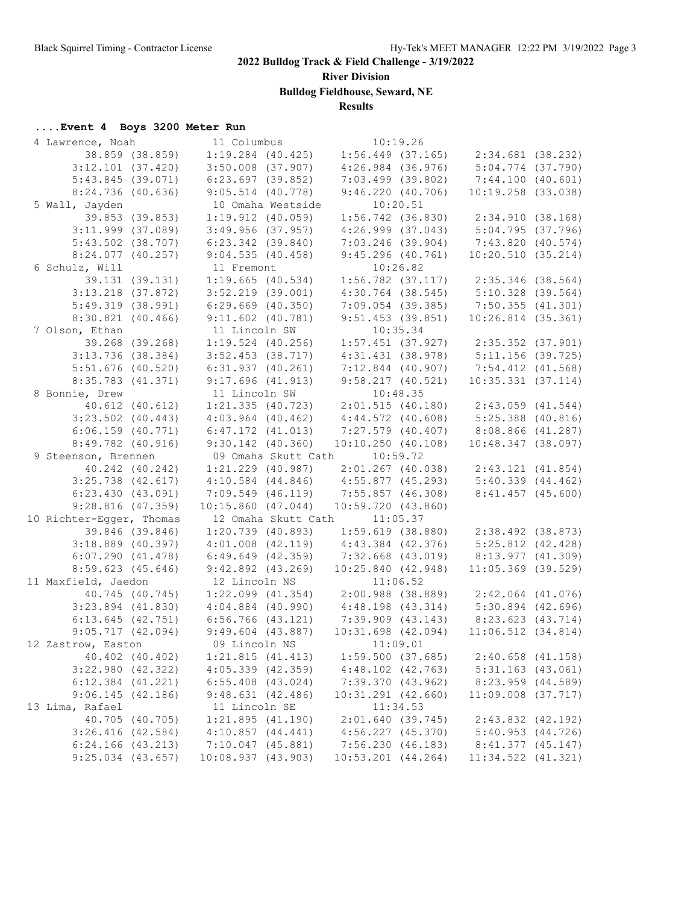## 2022 Bulldog Track & Field Challenge - 3/19/2022

**River Division**

**Bulldog Fieldhouse, Seward, NE**

**Results**

### ....Event 4 Boys 3200 Meter Run

```
  4 Lawrence, Noah           11 Columbus               10:19.26  
        38.859 (38.859)     1:19.284 (40.425)     1:56.449 (37.165)     2:34.681 (38.232)
      3:12.101 (37.420)     3:50.008 (37.907)     4:26.984 (36.976)     5:04.774 (37.790)
      5:43.845 (39.071)     6:23.697 (39.852)     7:03.499 (39.802)     7:44.100 (40.601)
      8:24.736 (40.636)     9:05.514 (40.778)     9:46.220 (40.706)    10:19.258 (33.038)
  5 Wall, Jayden             10 Omaha Westside         10:20.51  
        39.853 (39.853)     1:19.912 (40.059)     1:56.742 (36.830)     2:34.910 (38.168)
      3:11.999 (37.089)     3:49.956 (37.957)     4:26.999 (37.043)     5:04.795 (37.796)
      5:43.502 (38.707)     6:23.342 (39.840)     7:03.246 (39.904)     7:43.820 (40.574)
      8:24.077 (40.257)     9:04.535 (40.458)     9:45.296 (40.761)    10:20.510 (35.214)
  6 Schulz, Will             11 Fremont                10:26.82  
        39.131 (39.131)     1:19.665 (40.534)     1:56.782 (37.117)     2:35.346 (38.564)
      3:13.218 (37.872)     3:52.219 (39.001)     4:30.764 (38.545)     5:10.328 (39.564)
      5:49.319 (38.991)     6:29.669 (40.350)     7:09.054 (39.385)     7:50.355 (41.301)
      8:30.821 (40.466)     9:11.602 (40.781)     9:51.453 (39.851)    10:26.814 (35.361)
  7 Olson, Ethan             11 Lincoln SW             10:35.34  
        39.268 (39.268)     1:19.524 (40.256)     1:57.451 (37.927)     2:35.352 (37.901)
      3:13.736 (38.384)     3:52.453 (38.717)     4:31.431 (38.978)     5:11.156 (39.725)
      5:51.676 (40.520)     6:31.937 (40.261)     7:12.844 (40.907)     7:54.412 (41.568)
      8:35.783 (41.371)     9:17.696 (41.913)     9:58.217 (40.521)    10:35.331 (37.114)
  8 Bonnie, Drew             11 Lincoln SW             10:48.35  
        40.612 (40.612)     1:21.335 (40.723)     2:01.515 (40.180)     2:43.059 (41.544)
      3:23.502 (40.443)     4:03.964 (40.462)     4:44.572 (40.608)     5:25.388 (40.816)
      6:06.159 (40.771)     6:47.172 (41.013)     7:27.579 (40.407)     8:08.866 (41.287)
      8:49.782 (40.916)     9:30.142 (40.360)    10:10.250 (40.108)    10:48.347 (38.097)
  9 Steenson, Brennen        09 Omaha Skutt Cath       10:59.72  
        40.242 (40.242)     1:21.229 (40.987)     2:01.267 (40.038)     2:43.121 (41.854)
      3:25.738 (42.617)     4:10.584 (44.846)     4:55.877 (45.293)     5:40.339 (44.462)
      6:23.430 (43.091)     7:09.549 (46.119)     7:55.857 (46.308)     8:41.457 (45.600)
      9:28.816 (47.359)    10:15.860 (47.044)    10:59.720 (43.860)
 10 Richter-Egger, Thomas    12 Omaha Skutt Cath       11:05.37  
        39.846 (39.846)     1:20.739 (40.893)     1:59.619 (38.880)     2:38.492 (38.873)
      3:18.889 (40.397)     4:01.008 (42.119)     4:43.384 (42.376)     5:25.812 (42.428)
      6:07.290 (41.478)     6:49.649 (42.359)     7:32.668 (43.019)     8:13.977 (41.309)
      8:59.623 (45.646)     9:42.892 (43.269)    10:25.840 (42.948)    11:05.369 (39.529)
 11 Maxfield, Jaedon         12 Lincoln NS             11:06.52  
        40.745 (40.745)     1:22.099 (41.354)     2:00.988 (38.889)     2:42.064 (41.076)
      3:23.894 (41.830)     4:04.884 (40.990)     4:48.198 (43.314)     5:30.894 (42.696)
      6:13.645 (42.751)     6:56.766 (43.121)     7:39.909 (43.143)     8:23.623 (43.714)
      9:05.717 (42.094)     9:49.604 (43.887)    10:31.698 (42.094)    11:06.512 (34.814)
 12 Zastrow, Easton          09 Lincoln NS             11:09.01  
        40.402 (40.402)     1:21.815 (41.413)     1:59.500 (37.685)     2:40.658 (41.158)
      3:22.980 (42.322)     4:05.339 (42.359)     4:48.102 (42.763)     5:31.163 (43.061)
      6:12.384 (41.221)     6:55.408 (43.024)     7:39.370 (43.962)     8:23.959 (44.589)
      9:06.145 (42.186)     9:48.631 (42.486)    10:31.291 (42.660)    11:09.008 (37.717)
 13 Lima, Rafael             11 Lincoln SE             11:34.53  
        40.705 (40.705)     1:21.895 (41.190)     2:01.640 (39.745)     2:43.832 (42.192)
      3:26.416 (42.584)     4:10.857 (44.441)     4:56.227 (45.370)     5:40.953 (44.726)
      6:24.166 (43.213)     7:10.047 (45.881)     7:56.230 (46.183)     8:41.377 (45.147)
      9:25.034 (43.657)    10:08.937 (43.903)    10:53.201 (44.264)    11:34.522 (41.321)
```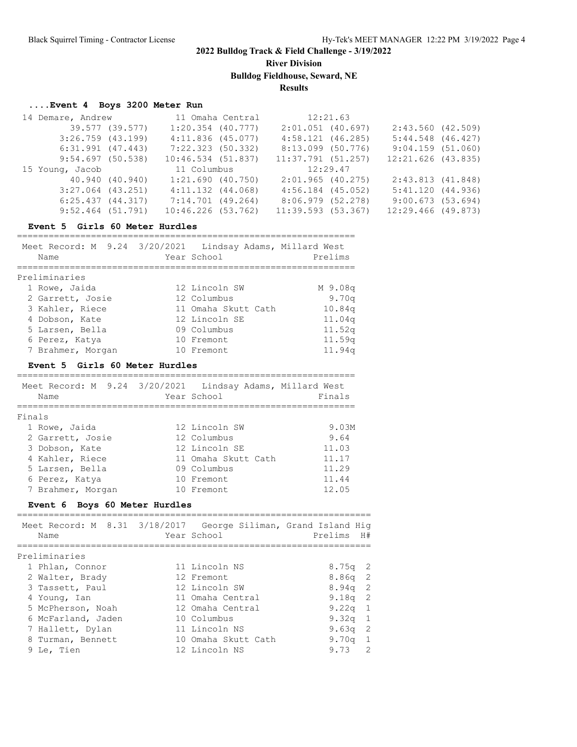## 2022 Bulldog Track & Field Challenge - 3/19/2022

### River Division

### Bulldog Fieldhouse, Seward, NE

### Results

#### ....Event 4 Boys 3200 Meter Run

```
 14 Demare, Andrew            11 Omaha Central          12:21.63
         39.577 (39.577)    1:20.354 (40.777)    2:01.051 (40.697)    2:43.560 (42.509)
       3:26.759 (43.199)    4:11.836 (45.077)    4:58.121 (46.285)    5:44.548 (46.427)
       6:31.991 (47.443)    7:22.323 (50.332)    8:13.099 (50.776)    9:04.159 (51.060)
       9:54.697 (50.538)   10:46.534 (51.837)   11:37.791 (51.257)   12:21.626 (43.835)
 15 Young, Jacob              11 Columbus               12:29.47
         40.940 (40.940)    1:21.690 (40.750)    2:01.965 (40.275)    2:43.813 (41.848)
       3:27.064 (43.251)    4:11.132 (44.068)    4:56.184 (45.052)    5:41.120 (44.936)
       6:25.437 (44.317)    7:14.701 (49.264)    8:06.979 (52.278)    9:00.673 (53.694)
       9:52.464 (51.791)   10:46.226 (53.762)   11:39.593 (53.367)   12:29.466 (49.873)
```

#### Event 5 Girls 60 Meter Hurdles

Meet Record: M 9.24 3/20/2021 Lindsay Adams, Millard West

Preliminaries

| | Name | Year | School | Prelims |
|---|---|---|---|---|
| 1 | Rowe, Jaida | 12 | Lincoln SW | M 9.08q |
| 2 | Garrett, Josie | 12 | Columbus | 9.70q |
| 3 | Kahler, Riece | 11 | Omaha Skutt Cath | 10.84q |
| 4 | Dobson, Kate | 12 | Lincoln SE | 11.04q |
| 5 | Larsen, Bella | 09 | Columbus | 11.52q |
| 6 | Perez, Katya | 10 | Fremont | 11.59q |
| 7 | Brahmer, Morgan | 10 | Fremont | 11.94q |

#### Event 5 Girls 60 Meter Hurdles

Meet Record: M 9.24 3/20/2021 Lindsay Adams, Millard West

Finals

| | Name | Year | School | Finals |
|---|---|---|---|---|
| 1 | Rowe, Jaida | 12 | Lincoln SW | 9.03M |
| 2 | Garrett, Josie | 12 | Columbus | 9.64 |
| 3 | Dobson, Kate | 12 | Lincoln SE | 11.03 |
| 4 | Kahler, Riece | 11 | Omaha Skutt Cath | 11.17 |
| 5 | Larsen, Bella | 09 | Columbus | 11.29 |
| 6 | Perez, Katya | 10 | Fremont | 11.44 |
| 7 | Brahmer, Morgan | 10 | Fremont | 12.05 |

#### Event 6 Boys 60 Meter Hurdles

Meet Record: M 8.31 3/18/2017 George Siliman, Grand Island Hig

Preliminaries

| | Name | Year | School | Prelims | H# |
|---|---|---|---|---|---|
| 1 | Phlan, Connor | 11 | Lincoln NS | 8.75q | 2 |
| 2 | Walter, Brady | 12 | Fremont | 8.86q | 2 |
| 3 | Tassett, Paul | 12 | Lincoln SW | 8.94q | 2 |
| 4 | Young, Ian | 11 | Omaha Central | 9.18q | 2 |
| 5 | McPherson, Noah | 12 | Omaha Central | 9.22q | 1 |
| 6 | McFarland, Jaden | 10 | Columbus | 9.32q | 1 |
| 7 | Hallett, Dylan | 11 | Lincoln NS | 9.63q | 2 |
| 8 | Turman, Bennett | 10 | Omaha Skutt Cath | 9.70q | 1 |
| 9 | Le, Tien | 12 | Lincoln NS | 9.73 | 2 |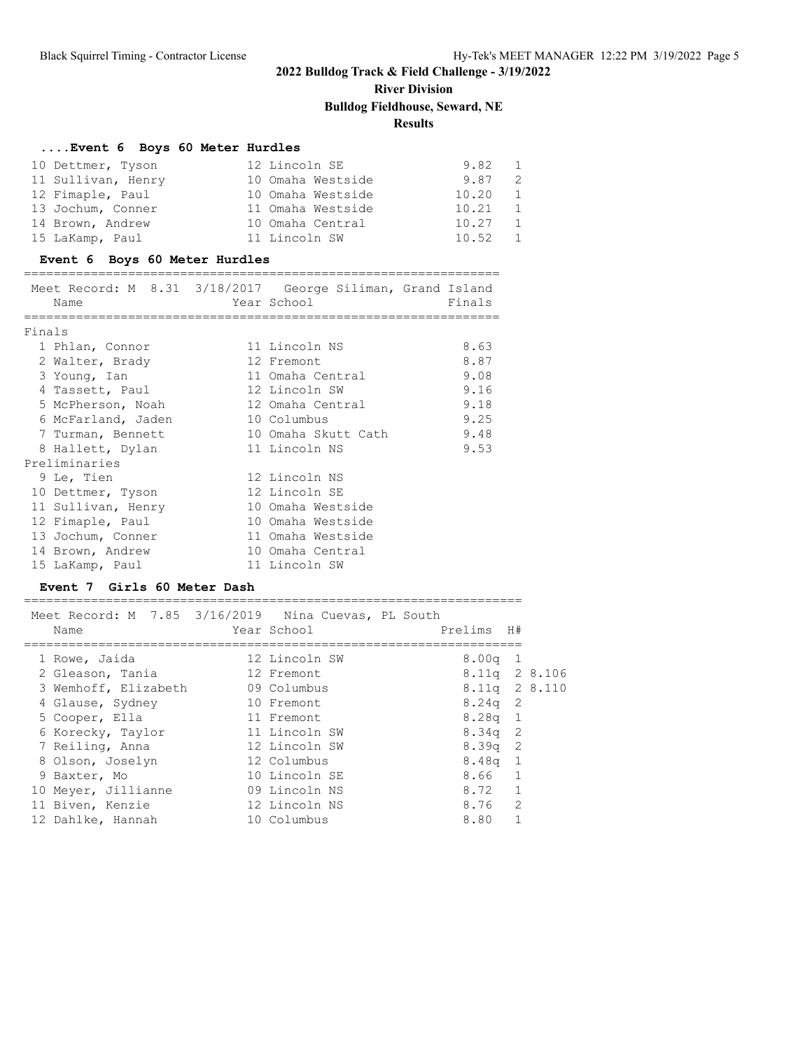## 2022 Bulldog Track & Field Challenge - 3/19/2022

### River Division

### Bulldog Fieldhouse, Seward, NE

### Results

#### ....Event 6 Boys 60 Meter Hurdles

| Place | Name | Year | School | Prelims | H# |
|---|---|---|---|---|---|
| 10 | Dettmer, Tyson | 12 | Lincoln SE | 9.82 | 1 |
| 11 | Sullivan, Henry | 10 | Omaha Westside | 9.87 | 2 |
| 12 | Fimaple, Paul | 10 | Omaha Westside | 10.20 | 1 |
| 13 | Jochum, Conner | 11 | Omaha Westside | 10.21 | 1 |
| 14 | Brown, Andrew | 10 | Omaha Central | 10.27 | 1 |
| 15 | LaKamp, Paul | 11 | Lincoln SW | 10.52 | 1 |

#### Event 6 Boys 60 Meter Hurdles

Meet Record: M 8.31 3/18/2017 George Siliman, Grand Island

| Place | Name | Year | School | Finals |
|---|---|---|---|---|
| **Finals** | | | | |
| 1 | Phlan, Connor | 11 | Lincoln NS | 8.63 |
| 2 | Walter, Brady | 12 | Fremont | 8.87 |
| 3 | Young, Ian | 11 | Omaha Central | 9.08 |
| 4 | Tassett, Paul | 12 | Lincoln SW | 9.16 |
| 5 | McPherson, Noah | 12 | Omaha Central | 9.18 |
| 6 | McFarland, Jaden | 10 | Columbus | 9.25 |
| 7 | Turman, Bennett | 10 | Omaha Skutt Cath | 9.48 |
| 8 | Hallett, Dylan | 11 | Lincoln NS | 9.53 |
| **Preliminaries** | | | | |
| 9 | Le, Tien | 12 | Lincoln NS | |
| 10 | Dettmer, Tyson | 12 | Lincoln SE | |
| 11 | Sullivan, Henry | 10 | Omaha Westside | |
| 12 | Fimaple, Paul | 10 | Omaha Westside | |
| 13 | Jochum, Conner | 11 | Omaha Westside | |
| 14 | Brown, Andrew | 10 | Omaha Central | |
| 15 | LaKamp, Paul | 11 | Lincoln SW | |

#### Event 7 Girls 60 Meter Dash

Meet Record: M 7.85 3/16/2019 Nina Cuevas, PL South

| Place | Name | Year | School | Prelims | H# | |
|---|---|---|---|---|---|---|
| 1 | Rowe, Jaida | 12 | Lincoln SW | 8.00q | 1 | |
| 2 | Gleason, Tania | 12 | Fremont | 8.11q | 2 | 8.106 |
| 3 | Wemhoff, Elizabeth | 09 | Columbus | 8.11q | 2 | 8.110 |
| 4 | Glause, Sydney | 10 | Fremont | 8.24q | 2 | |
| 5 | Cooper, Ella | 11 | Fremont | 8.28q | 1 | |
| 6 | Korecky, Taylor | 11 | Lincoln SW | 8.34q | 2 | |
| 7 | Reiling, Anna | 12 | Lincoln SW | 8.39q | 2 | |
| 8 | Olson, Joselyn | 12 | Columbus | 8.48q | 1 | |
| 9 | Baxter, Mo | 10 | Lincoln SE | 8.66 | 1 | |
| 10 | Meyer, Jillianne | 09 | Lincoln NS | 8.72 | 1 | |
| 11 | Biven, Kenzie | 12 | Lincoln NS | 8.76 | 2 | |
| 12 | Dahlke, Hannah | 10 | Columbus | 8.80 | 1 | |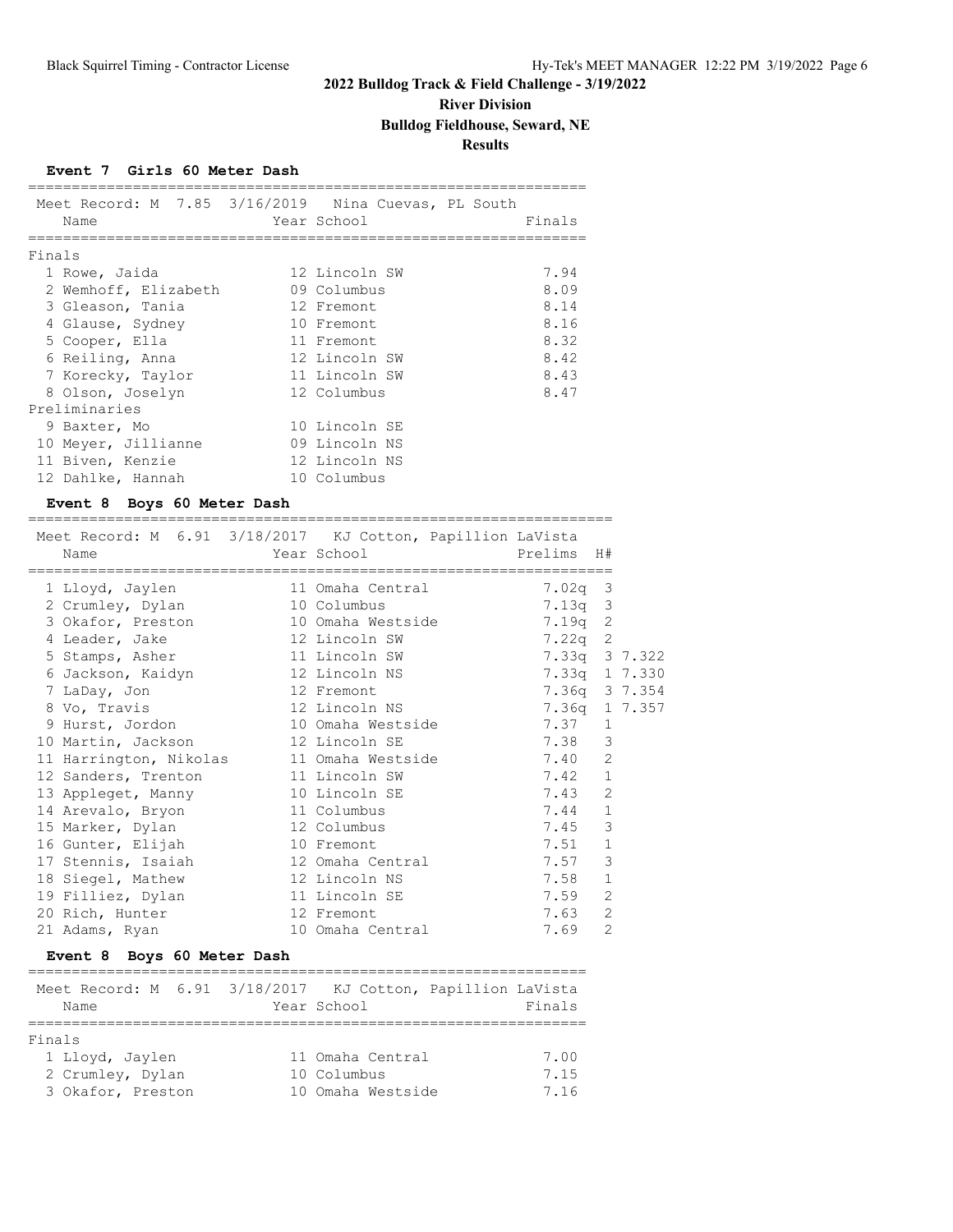## 2022 Bulldog Track & Field Challenge - 3/19/2022

### River Division

### Bulldog Fieldhouse, Seward, NE

### Results

#### Event 7 Girls 60 Meter Dash

Meet Record: M 7.85 3/16/2019 Nina Cuevas, PL South

| | Name | Year | School | Finals |
|---|---|---|---|---|
| **Finals** | | | | |
| 1 | Rowe, Jaida | 12 | Lincoln SW | 7.94 |
| 2 | Wemhoff, Elizabeth | 09 | Columbus | 8.09 |
| 3 | Gleason, Tania | 12 | Fremont | 8.14 |
| 4 | Glause, Sydney | 10 | Fremont | 8.16 |
| 5 | Cooper, Ella | 11 | Fremont | 8.32 |
| 6 | Reiling, Anna | 12 | Lincoln SW | 8.42 |
| 7 | Korecky, Taylor | 11 | Lincoln SW | 8.43 |
| 8 | Olson, Joselyn | 12 | Columbus | 8.47 |
| **Preliminaries** | | | | |
| 9 | Baxter, Mo | 10 | Lincoln SE | |
| 10 | Meyer, Jillianne | 09 | Lincoln NS | |
| 11 | Biven, Kenzie | 12 | Lincoln NS | |
| 12 | Dahlke, Hannah | 10 | Columbus | |

#### Event 8 Boys 60 Meter Dash

Meet Record: M 6.91 3/18/2017 KJ Cotton, Papillion LaVista

| | Name | Year | School | Prelims | H# | |
|---|---|---|---|---|---|---|
| 1 | Lloyd, Jaylen | 11 | Omaha Central | 7.02q | 3 | |
| 2 | Crumley, Dylan | 10 | Columbus | 7.13q | 3 | |
| 3 | Okafor, Preston | 10 | Omaha Westside | 7.19q | 2 | |
| 4 | Leader, Jake | 12 | Lincoln SW | 7.22q | 2 | |
| 5 | Stamps, Asher | 11 | Lincoln SW | 7.33q | 3 | 7.322 |
| 6 | Jackson, Kaidyn | 12 | Lincoln NS | 7.33q | 1 | 7.330 |
| 7 | LaDay, Jon | 12 | Fremont | 7.36q | 3 | 7.354 |
| 8 | Vo, Travis | 12 | Lincoln NS | 7.36q | 1 | 7.357 |
| 9 | Hurst, Jordon | 10 | Omaha Westside | 7.37 | 1 | |
| 10 | Martin, Jackson | 12 | Lincoln SE | 7.38 | 3 | |
| 11 | Harrington, Nikolas | 11 | Omaha Westside | 7.40 | 2 | |
| 12 | Sanders, Trenton | 11 | Lincoln SW | 7.42 | 1 | |
| 13 | Appleget, Manny | 10 | Lincoln SE | 7.43 | 2 | |
| 14 | Arevalo, Bryon | 11 | Columbus | 7.44 | 1 | |
| 15 | Marker, Dylan | 12 | Columbus | 7.45 | 3 | |
| 16 | Gunter, Elijah | 10 | Fremont | 7.51 | 1 | |
| 17 | Stennis, Isaiah | 12 | Omaha Central | 7.57 | 3 | |
| 18 | Siegel, Mathew | 12 | Lincoln NS | 7.58 | 1 | |
| 19 | Filliez, Dylan | 11 | Lincoln SE | 7.59 | 2 | |
| 20 | Rich, Hunter | 12 | Fremont | 7.63 | 2 | |
| 21 | Adams, Ryan | 10 | Omaha Central | 7.69 | 2 | |

#### Event 8 Boys 60 Meter Dash

Meet Record: M 6.91 3/18/2017 KJ Cotton, Papillion LaVista

| | Name | Year | School | Finals |
|---|---|---|---|---|
| **Finals** | | | | |
| 1 | Lloyd, Jaylen | 11 | Omaha Central | 7.00 |
| 2 | Crumley, Dylan | 10 | Columbus | 7.15 |
| 3 | Okafor, Preston | 10 | Omaha Westside | 7.16 |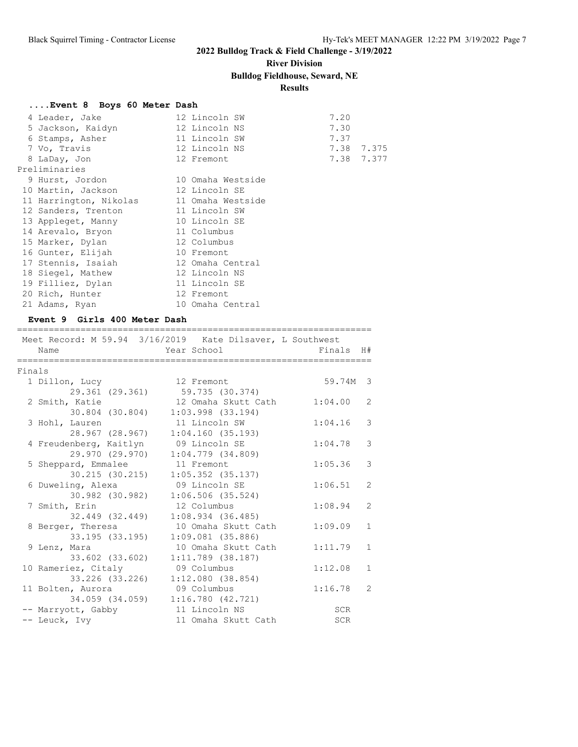## 2022 Bulldog Track & Field Challenge - 3/19/2022

**River Division**

**Bulldog Fieldhouse, Seward, NE**

**Results**

### ....Event 8 Boys 60 Meter Dash

| Place | Name | Year | School | Finals | |
|---|---|---|---|---|---|
| 4 | Leader, Jake | 12 | Lincoln SW | 7.20 | |
| 5 | Jackson, Kaidyn | 12 | Lincoln NS | 7.30 | |
| 6 | Stamps, Asher | 11 | Lincoln SW | 7.37 | |
| 7 | Vo, Travis | 12 | Lincoln NS | 7.38 | 7.375 |
| 8 | LaDay, Jon | 12 | Fremont | 7.38 | 7.377 |

**Preliminaries**

| Place | Name | Year | School |
|---|---|---|---|
| 9 | Hurst, Jordon | 10 | Omaha Westside |
| 10 | Martin, Jackson | 12 | Lincoln SE |
| 11 | Harrington, Nikolas | 11 | Omaha Westside |
| 12 | Sanders, Trenton | 11 | Lincoln SW |
| 13 | Appleget, Manny | 10 | Lincoln SE |
| 14 | Arevalo, Bryon | 11 | Columbus |
| 15 | Marker, Dylan | 12 | Columbus |
| 16 | Gunter, Elijah | 10 | Fremont |
| 17 | Stennis, Isaiah | 12 | Omaha Central |
| 18 | Siegel, Mathew | 12 | Lincoln NS |
| 19 | Filliez, Dylan | 11 | Lincoln SE |
| 20 | Rich, Hunter | 12 | Fremont |
| 21 | Adams, Ryan | 10 | Omaha Central |

### Event 9 Girls 400 Meter Dash

Meet Record: M 59.94 3/16/2019 Kate Dilsaver, L Southwest

**Finals**

| Place | Name | Year | School | Finals | H# | Splits |
|---|---|---|---|---|---|---|
| 1 | Dillon, Lucy | 12 | Fremont | 59.74M | 3 | 29.361 (29.361) 59.735 (30.374) |
| 2 | Smith, Katie | 12 | Omaha Skutt Cath | 1:04.00 | 2 | 30.804 (30.804) 1:03.998 (33.194) |
| 3 | Hohl, Lauren | 11 | Lincoln SW | 1:04.16 | 3 | 28.967 (28.967) 1:04.160 (35.193) |
| 4 | Freudenberg, Kaitlyn | 09 | Lincoln SE | 1:04.78 | 3 | 29.970 (29.970) 1:04.779 (34.809) |
| 5 | Sheppard, Emmalee | 11 | Fremont | 1:05.36 | 3 | 30.215 (30.215) 1:05.352 (35.137) |
| 6 | Duweling, Alexa | 09 | Lincoln SE | 1:06.51 | 2 | 30.982 (30.982) 1:06.506 (35.524) |
| 7 | Smith, Erin | 12 | Columbus | 1:08.94 | 2 | 32.449 (32.449) 1:08.934 (36.485) |
| 8 | Berger, Theresa | 10 | Omaha Skutt Cath | 1:09.09 | 1 | 33.195 (33.195) 1:09.081 (35.886) |
| 9 | Lenz, Mara | 10 | Omaha Skutt Cath | 1:11.79 | 1 | 33.602 (33.602) 1:11.789 (38.187) |
| 10 | Rameriez, Citaly | 09 | Columbus | 1:12.08 | 1 | 33.226 (33.226) 1:12.080 (38.854) |
| 11 | Bolten, Aurora | 09 | Columbus | 1:16.78 | 2 | 34.059 (34.059) 1:16.780 (42.721) |
| -- | Marryott, Gabby | 11 | Lincoln NS | SCR | | |
| -- | Leuck, Ivy | 11 | Omaha Skutt Cath | SCR | | |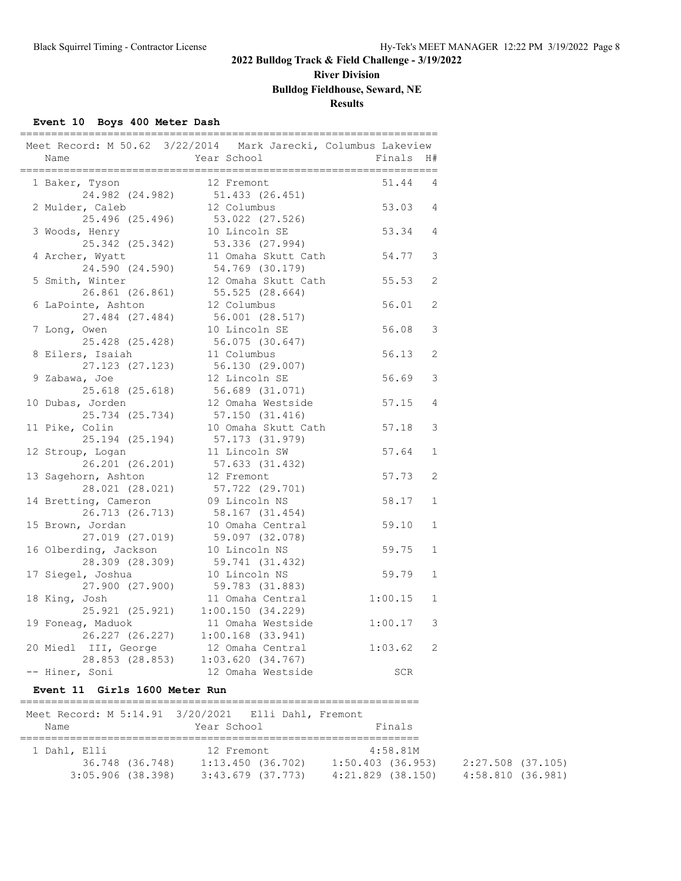## 2022 Bulldog Track & Field Challenge - 3/19/2022

**River Division**

**Bulldog Fieldhouse, Seward, NE**

**Results**

### Event 10 Boys 400 Meter Dash

Meet Record: M 50.62 3/22/2014 Mark Jarecki, Columbus Lakeview

| Place | Name | Year | School | Finals | H# | Splits |
|---|---|---|---|---|---|---|
| 1 | Baker, Tyson | 12 | Fremont | 51.44 | 4 | 24.982 (24.982) 51.433 (26.451) |
| 2 | Mulder, Caleb | 12 | Columbus | 53.03 | 4 | 25.496 (25.496) 53.022 (27.526) |
| 3 | Woods, Henry | 10 | Lincoln SE | 53.34 | 4 | 25.342 (25.342) 53.336 (27.994) |
| 4 | Archer, Wyatt | 11 | Omaha Skutt Cath | 54.77 | 3 | 24.590 (24.590) 54.769 (30.179) |
| 5 | Smith, Winter | 12 | Omaha Skutt Cath | 55.53 | 2 | 26.861 (26.861) 55.525 (28.664) |
| 6 | LaPointe, Ashton | 12 | Columbus | 56.01 | 2 | 27.484 (27.484) 56.001 (28.517) |
| 7 | Long, Owen | 10 | Lincoln SE | 56.08 | 3 | 25.428 (25.428) 56.075 (30.647) |
| 8 | Eilers, Isaiah | 11 | Columbus | 56.13 | 2 | 27.123 (27.123) 56.130 (29.007) |
| 9 | Zabawa, Joe | 12 | Lincoln SE | 56.69 | 3 | 25.618 (25.618) 56.689 (31.071) |
| 10 | Dubas, Jorden | 12 | Omaha Westside | 57.15 | 4 | 25.734 (25.734) 57.150 (31.416) |
| 11 | Pike, Colin | 10 | Omaha Skutt Cath | 57.18 | 3 | 25.194 (25.194) 57.173 (31.979) |
| 12 | Stroup, Logan | 11 | Lincoln SW | 57.64 | 1 | 26.201 (26.201) 57.633 (31.432) |
| 13 | Sagehorn, Ashton | 12 | Fremont | 57.73 | 2 | 28.021 (28.021) 57.722 (29.701) |
| 14 | Bretting, Cameron | 09 | Lincoln NS | 58.17 | 1 | 26.713 (26.713) 58.167 (31.454) |
| 15 | Brown, Jordan | 10 | Omaha Central | 59.10 | 1 | 27.019 (27.019) 59.097 (32.078) |
| 16 | Olberding, Jackson | 10 | Lincoln NS | 59.75 | 1 | 28.309 (28.309) 59.741 (31.432) |
| 17 | Siegel, Joshua | 10 | Lincoln NS | 59.79 | 1 | 27.900 (27.900) 59.783 (31.883) |
| 18 | King, Josh | 11 | Omaha Central | 1:00.15 | 1 | 25.921 (25.921) 1:00.150 (34.229) |
| 19 | Foneag, Maduok | 11 | Omaha Westside | 1:00.17 | 3 | 26.227 (26.227) 1:00.168 (33.941) |
| 20 | Miedl III, George | 12 | Omaha Central | 1:03.62 | 2 | 28.853 (28.853) 1:03.620 (34.767) |
| -- | Hiner, Soni | 12 | Omaha Westside | SCR | | |

### Event 11 Girls 1600 Meter Run

Meet Record: M 5:14.91 3/20/2021 Elli Dahl, Fremont

| Place | Name | Year | School | Finals |
|---|---|---|---|---|
| 1 | Dahl, Elli | 12 | Fremont | 4:58.81M |

Splits: 36.748 (36.748) 1:13.450 (36.702) 1:50.403 (36.953) 2:27.508 (37.105) 3:05.906 (38.398) 3:43.679 (37.773) 4:21.829 (38.150) 4:58.810 (36.981)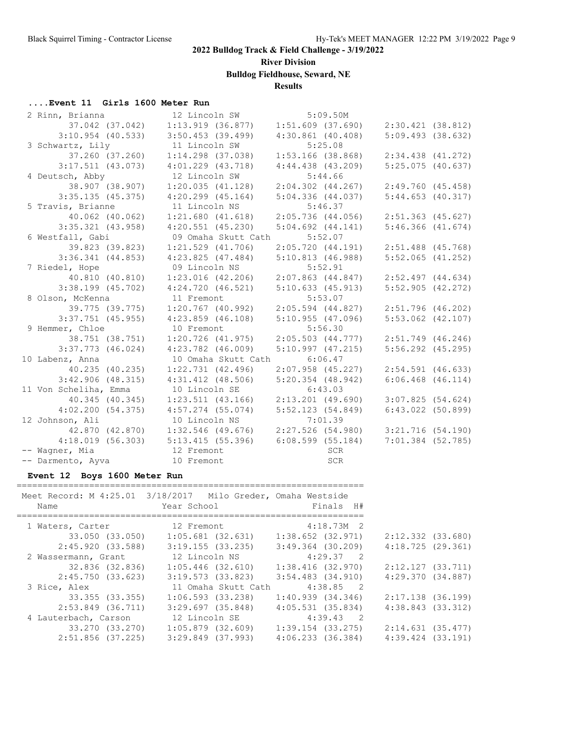**2022 Bulldog Track & Field Challenge - 3/19/2022**

**River Division**

**Bulldog Fieldhouse, Seward, NE**

**Results**

### ....Event 11 Girls 1600 Meter Run

```
  2 Rinn, Brianna            12 Lincoln SW            5:09.50M
        37.042 (37.042)    1:13.919 (36.877)    1:51.609 (37.690)    2:30.421 (38.812)
      3:10.954 (40.533)    3:50.453 (39.499)    4:30.861 (40.408)    5:09.493 (38.632)
  3 Schwartz, Lily           11 Lincoln SW            5:25.08
        37.260 (37.260)    1:14.298 (37.038)    1:53.166 (38.868)    2:34.438 (41.272)
      3:17.511 (43.073)    4:01.229 (43.718)    4:44.438 (43.209)    5:25.075 (40.637)
  4 Deutsch, Abby            12 Lincoln SW            5:44.66
        38.907 (38.907)    1:20.035 (41.128)    2:04.302 (44.267)    2:49.760 (45.458)
      3:35.135 (45.375)    4:20.299 (45.164)    5:04.336 (44.037)    5:44.653 (40.317)
  5 Travis, Brianne          11 Lincoln NS            5:46.37
        40.062 (40.062)    1:21.680 (41.618)    2:05.736 (44.056)    2:51.363 (45.627)
      3:35.321 (43.958)    4:20.551 (45.230)    5:04.692 (44.141)    5:46.366 (41.674)
  6 Westfall, Gabi           09 Omaha Skutt Cath      5:52.07
        39.823 (39.823)    1:21.529 (41.706)    2:05.720 (44.191)    2:51.488 (45.768)
      3:36.341 (44.853)    4:23.825 (47.484)    5:10.813 (46.988)    5:52.065 (41.252)
  7 Riedel, Hope             09 Lincoln NS            5:52.91
        40.810 (40.810)    1:23.016 (42.206)    2:07.863 (44.847)    2:52.497 (44.634)
      3:38.199 (45.702)    4:24.720 (46.521)    5:10.633 (45.913)    5:52.905 (42.272)
  8 Olson, McKenna           11 Fremont               5:53.07
        39.775 (39.775)    1:20.767 (40.992)    2:05.594 (44.827)    2:51.796 (46.202)
      3:37.751 (45.955)    4:23.859 (46.108)    5:10.955 (47.096)    5:53.062 (42.107)
  9 Hemmer, Chloe            10 Fremont               5:56.30
        38.751 (38.751)    1:20.726 (41.975)    2:05.503 (44.777)    2:51.749 (46.246)
      3:37.773 (46.024)    4:23.782 (46.009)    5:10.997 (47.215)    5:56.292 (45.295)
 10 Labenz, Anna             10 Omaha Skutt Cath      6:06.47
        40.235 (40.235)    1:22.731 (42.496)    2:07.958 (45.227)    2:54.591 (46.633)
      3:42.906 (48.315)    4:31.412 (48.506)    5:20.354 (48.942)    6:06.468 (46.114)
 11 Von Scheliha, Emma       10 Lincoln SE            6:43.03
        40.345 (40.345)    1:23.511 (43.166)    2:13.201 (49.690)    3:07.825 (54.624)
      4:02.200 (54.375)    4:57.274 (55.074)    5:52.123 (54.849)    6:43.022 (50.899)
 12 Johnson, Ali             10 Lincoln NS            7:01.39
        42.870 (42.870)    1:32.546 (49.676)    2:27.526 (54.980)    3:21.716 (54.190)
      4:18.019 (56.303)    5:13.415 (55.396)    6:08.599 (55.184)    7:01.384 (52.785)
 -- Wagner, Mia              12 Fremont                   SCR
 -- Darmento, Ayva           10 Fremont                   SCR
```

### Event 12 Boys 1600 Meter Run

```
===================================================================
  Meet Record: M 4:25.01  3/18/2017   Milo Greder, Omaha Westside
    Name                    Year School                 Finals  H#
===================================================================
  1 Waters, Carter           12 Fremont               4:18.73M  2
        33.050 (33.050)    1:05.681 (32.631)    1:38.652 (32.971)    2:12.332 (33.680)
      2:45.920 (33.588)    3:19.155 (33.235)    3:49.364 (30.209)    4:18.725 (29.361)
  2 Wassermann, Grant        12 Lincoln NS            4:29.37   2
        32.836 (32.836)    1:05.446 (32.610)    1:38.416 (32.970)    2:12.127 (33.711)
      2:45.750 (33.623)    3:19.573 (33.823)    3:54.483 (34.910)    4:29.370 (34.887)
  3 Rice, Alex               11 Omaha Skutt Cath      4:38.85   2
        33.355 (33.355)    1:06.593 (33.238)    1:40.939 (34.346)    2:17.138 (36.199)
      2:53.849 (36.711)    3:29.697 (35.848)    4:05.531 (35.834)    4:38.843 (33.312)
  4 Lauterbach, Carson       12 Lincoln SE            4:39.43   2
        33.270 (33.270)    1:05.879 (32.609)    1:39.154 (33.275)    2:14.631 (35.477)
      2:51.856 (37.225)    3:29.849 (37.993)    4:06.233 (36.384)    4:39.424 (33.191)
```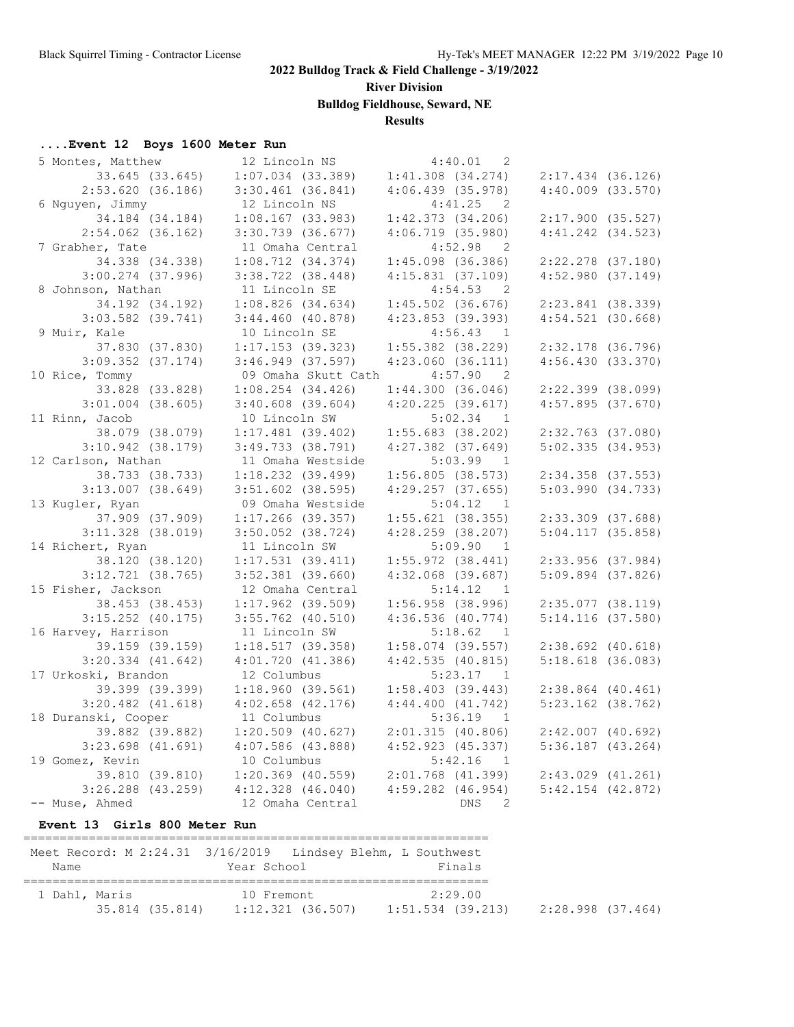**2022 Bulldog Track & Field Challenge - 3/19/2022**

**River Division**

**Bulldog Fieldhouse, Seward, NE**

**Results**

### ....Event 12 Boys 1600 Meter Run

```
  5 Montes, Matthew         12 Lincoln NS            4:40.01   2
        33.645 (33.645)    1:07.034 (33.389)    1:41.308 (34.274)    2:17.434 (36.126)
      2:53.620 (36.186)    3:30.461 (36.841)    4:06.439 (35.978)    4:40.009 (33.570)
  6 Nguyen, Jimmy           12 Lincoln NS            4:41.25   2
        34.184 (34.184)    1:08.167 (33.983)    1:42.373 (34.206)    2:17.900 (35.527)
      2:54.062 (36.162)    3:30.739 (36.677)    4:06.719 (35.980)    4:41.242 (34.523)
  7 Grabher, Tate           11 Omaha Central         4:52.98   2
        34.338 (34.338)    1:08.712 (34.374)    1:45.098 (36.386)    2:22.278 (37.180)
      3:00.274 (37.996)    3:38.722 (38.448)    4:15.831 (37.109)    4:52.980 (37.149)
  8 Johnson, Nathan         11 Lincoln SE            4:54.53   2
        34.192 (34.192)    1:08.826 (34.634)    1:45.502 (36.676)    2:23.841 (38.339)
      3:03.582 (39.741)    3:44.460 (40.878)    4:23.853 (39.393)    4:54.521 (30.668)
  9 Muir, Kale              10 Lincoln SE            4:56.43   1
        37.830 (37.830)    1:17.153 (39.323)    1:55.382 (38.229)    2:32.178 (36.796)
      3:09.352 (37.174)    3:46.949 (37.597)    4:23.060 (36.111)    4:56.430 (33.370)
 10 Rice, Tommy             09 Omaha Skutt Cath      4:57.90   2
        33.828 (33.828)    1:08.254 (34.426)    1:44.300 (36.046)    2:22.399 (38.099)
      3:01.004 (38.605)    3:40.608 (39.604)    4:20.225 (39.617)    4:57.895 (37.670)
 11 Rinn, Jacob             10 Lincoln SW            5:02.34   1
        38.079 (38.079)    1:17.481 (39.402)    1:55.683 (38.202)    2:32.763 (37.080)
      3:10.942 (38.179)    3:49.733 (38.791)    4:27.382 (37.649)    5:02.335 (34.953)
 12 Carlson, Nathan         11 Omaha Westside        5:03.99   1
        38.733 (38.733)    1:18.232 (39.499)    1:56.805 (38.573)    2:34.358 (37.553)
      3:13.007 (38.649)    3:51.602 (38.595)    4:29.257 (37.655)    5:03.990 (34.733)
 13 Kugler, Ryan            09 Omaha Westside        5:04.12   1
        37.909 (37.909)    1:17.266 (39.357)    1:55.621 (38.355)    2:33.309 (37.688)
      3:11.328 (38.019)    3:50.052 (38.724)    4:28.259 (38.207)    5:04.117 (35.858)
 14 Richert, Ryan           11 Lincoln SW            5:09.90   1
        38.120 (38.120)    1:17.531 (39.411)    1:55.972 (38.441)    2:33.956 (37.984)
      3:12.721 (38.765)    3:52.381 (39.660)    4:32.068 (39.687)    5:09.894 (37.826)
 15 Fisher, Jackson         12 Omaha Central         5:14.12   1
        38.453 (38.453)    1:17.962 (39.509)    1:56.958 (38.996)    2:35.077 (38.119)
      3:15.252 (40.175)    3:55.762 (40.510)    4:36.536 (40.774)    5:14.116 (37.580)
 16 Harvey, Harrison        11 Lincoln SW            5:18.62   1
        39.159 (39.159)    1:18.517 (39.358)    1:58.074 (39.557)    2:38.692 (40.618)
      3:20.334 (41.642)    4:01.720 (41.386)    4:42.535 (40.815)    5:18.618 (36.083)
 17 Urkoski, Brandon        12 Columbus              5:23.17   1
        39.399 (39.399)    1:18.960 (39.561)    1:58.403 (39.443)    2:38.864 (40.461)
      3:20.482 (41.618)    4:02.658 (42.176)    4:44.400 (41.742)    5:23.162 (38.762)
 18 Duranski, Cooper        11 Columbus              5:36.19   1
        39.882 (39.882)    1:20.509 (40.627)    2:01.315 (40.806)    2:42.007 (40.692)
      3:23.698 (41.691)    4:07.586 (43.888)    4:52.923 (45.337)    5:36.187 (43.264)
 19 Gomez, Kevin            10 Columbus              5:42.16   1
        39.810 (39.810)    1:20.369 (40.559)    2:01.768 (41.399)    2:43.029 (41.261)
      3:26.288 (43.259)    4:12.328 (46.040)    4:59.282 (46.954)    5:42.154 (42.872)
 -- Muse, Ahmed             12 Omaha Central             DNS   2
```

### Event 13 Girls 800 Meter Run

```
================================================================
 Meet Record: M 2:24.31  3/16/2019   Lindsey Blehm, L Southwest
    Name                    Year School                 Finals
================================================================
  1 Dahl, Maris             10 Fremont               2:29.00
        35.814 (35.814)    1:12.321 (36.507)    1:51.534 (39.213)    2:28.998 (37.464)
```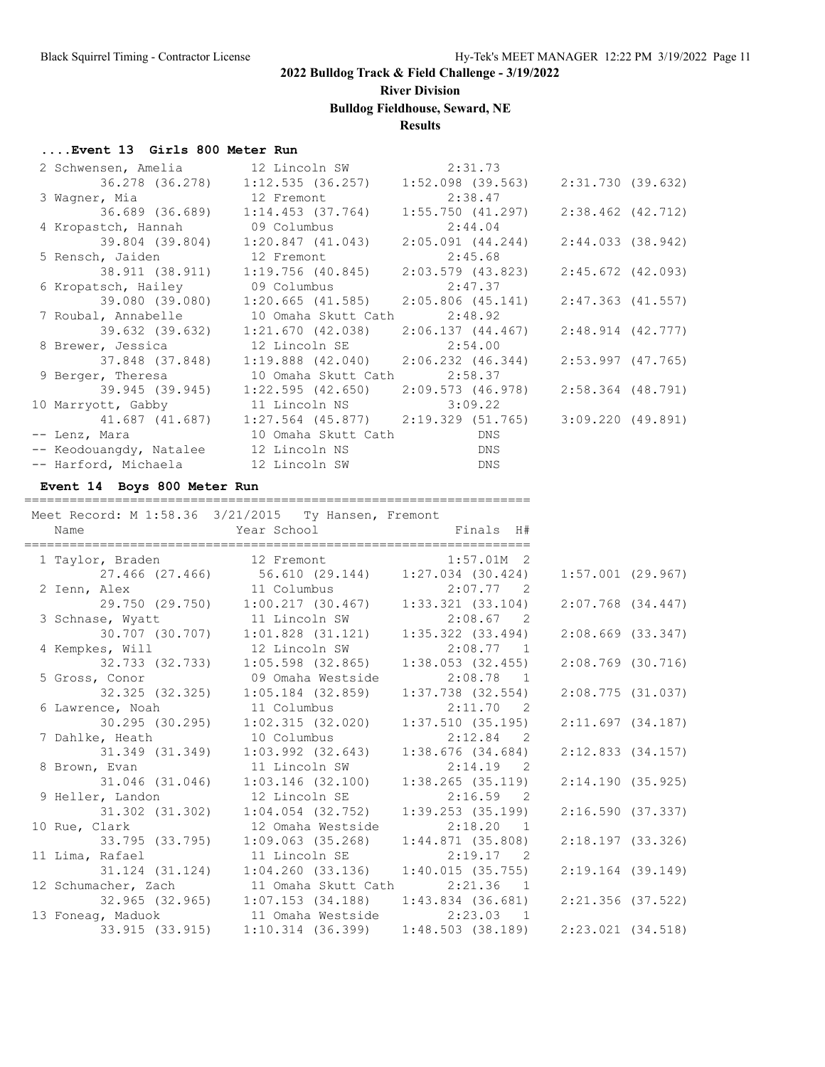## 2022 Bulldog Track & Field Challenge - 3/19/2022

**River Division**

**Bulldog Fieldhouse, Seward, NE**

**Results**

### ....Event 13 Girls 800 Meter Run

| Place | Name | Year | School | Finals | | | | |
|---|---|---|---|---|---|---|---|---|
| 2 | Schwensen, Amelia | 12 | Lincoln SW | 2:31.73 | 36.278 (36.278) | 1:12.535 (36.257) | 1:52.098 (39.563) | 2:31.730 (39.632) |
| 3 | Wagner, Mia | 12 | Fremont | 2:38.47 | 36.689 (36.689) | 1:14.453 (37.764) | 1:55.750 (41.297) | 2:38.462 (42.712) |
| 4 | Kropastch, Hannah | 09 | Columbus | 2:44.04 | 39.804 (39.804) | 1:20.847 (41.043) | 2:05.091 (44.244) | 2:44.033 (38.942) |
| 5 | Rensch, Jaiden | 12 | Fremont | 2:45.68 | 38.911 (38.911) | 1:19.756 (40.845) | 2:03.579 (43.823) | 2:45.672 (42.093) |
| 6 | Kropatsch, Hailey | 09 | Columbus | 2:47.37 | 39.080 (39.080) | 1:20.665 (41.585) | 2:05.806 (45.141) | 2:47.363 (41.557) |
| 7 | Roubal, Annabelle | 10 | Omaha Skutt Cath | 2:48.92 | 39.632 (39.632) | 1:21.670 (42.038) | 2:06.137 (44.467) | 2:48.914 (42.777) |
| 8 | Brewer, Jessica | 12 | Lincoln SE | 2:54.00 | 37.848 (37.848) | 1:19.888 (42.040) | 2:06.232 (46.344) | 2:53.997 (47.765) |
| 9 | Berger, Theresa | 10 | Omaha Skutt Cath | 2:58.37 | 39.945 (39.945) | 1:22.595 (42.650) | 2:09.573 (46.978) | 2:58.364 (48.791) |
| 10 | Marryott, Gabby | 11 | Lincoln NS | 3:09.22 | 41.687 (41.687) | 1:27.564 (45.877) | 2:19.329 (51.765) | 3:09.220 (49.891) |
| -- | Lenz, Mara | 10 | Omaha Skutt Cath | DNS | | | | |
| -- | Keodouangdy, Natalee | 12 | Lincoln NS | DNS | | | | |
| -- | Harford, Michaela | 12 | Lincoln SW | DNS | | | | |

### Event 14 Boys 800 Meter Run

Meet Record: M 1:58.36 3/21/2015 Ty Hansen, Fremont

| Place | Name | Year | School | Finals | H# | | | | |
|---|---|---|---|---|---|---|---|---|---|
| 1 | Taylor, Braden | 12 | Fremont | 1:57.01M | 2 | 27.466 (27.466) | 56.610 (29.144) | 1:27.034 (30.424) | 1:57.001 (29.967) |
| 2 | Ienn, Alex | 11 | Columbus | 2:07.77 | 2 | 29.750 (29.750) | 1:00.217 (30.467) | 1:33.321 (33.104) | 2:07.768 (34.447) |
| 3 | Schnase, Wyatt | 11 | Lincoln SW | 2:08.67 | 2 | 30.707 (30.707) | 1:01.828 (31.121) | 1:35.322 (33.494) | 2:08.669 (33.347) |
| 4 | Kempkes, Will | 12 | Lincoln SW | 2:08.77 | 1 | 32.733 (32.733) | 1:05.598 (32.865) | 1:38.053 (32.455) | 2:08.769 (30.716) |
| 5 | Gross, Conor | 09 | Omaha Westside | 2:08.78 | 1 | 32.325 (32.325) | 1:05.184 (32.859) | 1:37.738 (32.554) | 2:08.775 (31.037) |
| 6 | Lawrence, Noah | 11 | Columbus | 2:11.70 | 2 | 30.295 (30.295) | 1:02.315 (32.020) | 1:37.510 (35.195) | 2:11.697 (34.187) |
| 7 | Dahlke, Heath | 10 | Columbus | 2:12.84 | 2 | 31.349 (31.349) | 1:03.992 (32.643) | 1:38.676 (34.684) | 2:12.833 (34.157) |
| 8 | Brown, Evan | 11 | Lincoln SW | 2:14.19 | 2 | 31.046 (31.046) | 1:03.146 (32.100) | 1:38.265 (35.119) | 2:14.190 (35.925) |
| 9 | Heller, Landon | 12 | Lincoln SE | 2:16.59 | 2 | 31.302 (31.302) | 1:04.054 (32.752) | 1:39.253 (35.199) | 2:16.590 (37.337) |
| 10 | Rue, Clark | 12 | Omaha Westside | 2:18.20 | 1 | 33.795 (33.795) | 1:09.063 (35.268) | 1:44.871 (35.808) | 2:18.197 (33.326) |
| 11 | Lima, Rafael | 11 | Lincoln SE | 2:19.17 | 2 | 31.124 (31.124) | 1:04.260 (33.136) | 1:40.015 (35.755) | 2:19.164 (39.149) |
| 12 | Schumacher, Zach | 11 | Omaha Skutt Cath | 2:21.36 | 1 | 32.965 (32.965) | 1:07.153 (34.188) | 1:43.834 (36.681) | 2:21.356 (37.522) |
| 13 | Foneag, Maduok | 11 | Omaha Westside | 2:23.03 | 1 | 33.915 (33.915) | 1:10.314 (36.399) | 1:48.503 (38.189) | 2:23.021 (34.518) |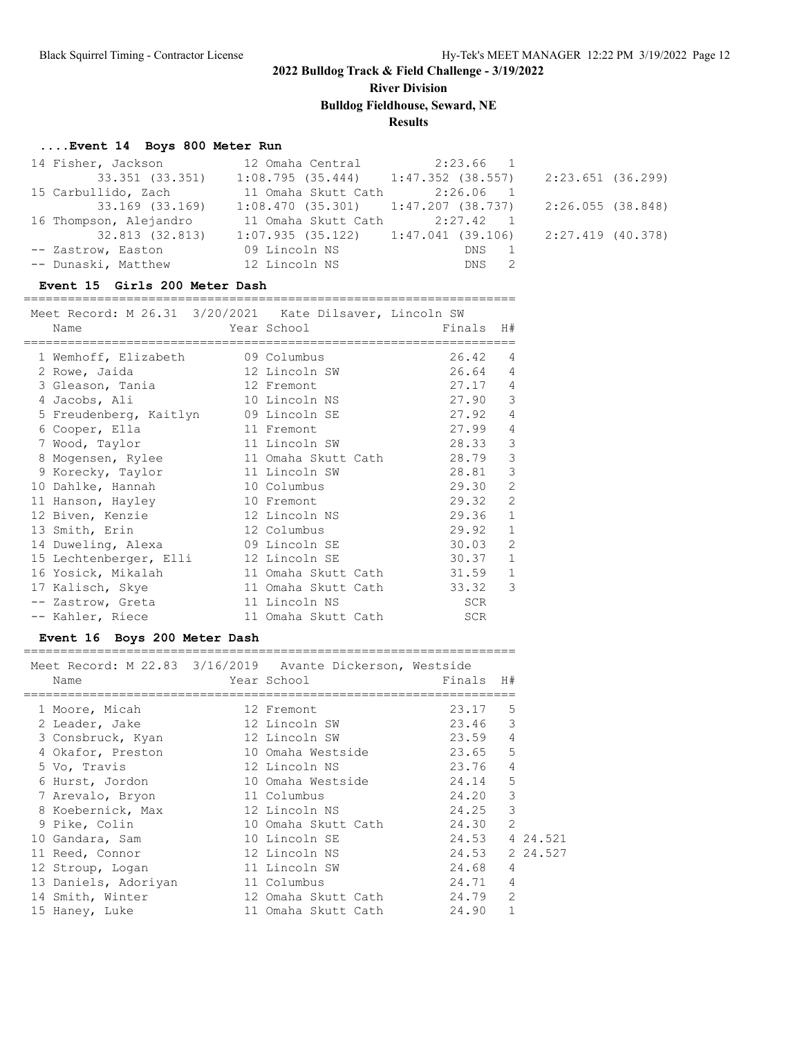## 2022 Bulldog Track & Field Challenge - 3/19/2022

**River Division**

**Bulldog Fieldhouse, Seward, NE**

**Results**

### ....Event 14 Boys 800 Meter Run

| Place | Name | Year | School | Finals | H# |
|---|---|---|---|---|---|
| 14 | Fisher, Jackson | 12 | Omaha Central | 2:23.66 | 1 |
| | 33.351 (33.351) | 1:08.795 (35.444) | 1:47.352 (38.557) | 2:23.651 (36.299) | |
| 15 | Carbullido, Zach | 11 | Omaha Skutt Cath | 2:26.06 | 1 |
| | 33.169 (33.169) | 1:08.470 (35.301) | 1:47.207 (38.737) | 2:26.055 (38.848) | |
| 16 | Thompson, Alejandro | 11 | Omaha Skutt Cath | 2:27.42 | 1 |
| | 32.813 (32.813) | 1:07.935 (35.122) | 1:47.041 (39.106) | 2:27.419 (40.378) | |
| -- | Zastrow, Easton | 09 | Lincoln NS | DNS | 1 |
| -- | Dunaski, Matthew | 12 | Lincoln NS | DNS | 2 |

### Event 15 Girls 200 Meter Dash

Meet Record: M 26.31 3/20/2021 Kate Dilsaver, Lincoln SW

| Place | Name | Year | School | Finals | H# |
|---|---|---|---|---|---|
| 1 | Wemhoff, Elizabeth | 09 | Columbus | 26.42 | 4 |
| 2 | Rowe, Jaida | 12 | Lincoln SW | 26.64 | 4 |
| 3 | Gleason, Tania | 12 | Fremont | 27.17 | 4 |
| 4 | Jacobs, Ali | 10 | Lincoln NS | 27.90 | 3 |
| 5 | Freudenberg, Kaitlyn | 09 | Lincoln SE | 27.92 | 4 |
| 6 | Cooper, Ella | 11 | Fremont | 27.99 | 4 |
| 7 | Wood, Taylor | 11 | Lincoln SW | 28.33 | 3 |
| 8 | Mogensen, Rylee | 11 | Omaha Skutt Cath | 28.79 | 3 |
| 9 | Korecky, Taylor | 11 | Lincoln SW | 28.81 | 3 |
| 10 | Dahlke, Hannah | 10 | Columbus | 29.30 | 2 |
| 11 | Hanson, Hayley | 10 | Fremont | 29.32 | 2 |
| 12 | Biven, Kenzie | 12 | Lincoln NS | 29.36 | 1 |
| 13 | Smith, Erin | 12 | Columbus | 29.92 | 1 |
| 14 | Duweling, Alexa | 09 | Lincoln SE | 30.03 | 2 |
| 15 | Lechtenberger, Elli | 12 | Lincoln SE | 30.37 | 1 |
| 16 | Yosick, Mikalah | 11 | Omaha Skutt Cath | 31.59 | 1 |
| 17 | Kalisch, Skye | 11 | Omaha Skutt Cath | 33.32 | 3 |
| -- | Zastrow, Greta | 11 | Lincoln NS | SCR | |
| -- | Kahler, Riece | 11 | Omaha Skutt Cath | SCR | |

### Event 16 Boys 200 Meter Dash

Meet Record: M 22.83 3/16/2019 Avante Dickerson, Westside

| Place | Name | Year | School | Finals | H# | |
|---|---|---|---|---|---|---|
| 1 | Moore, Micah | 12 | Fremont | 23.17 | 5 | |
| 2 | Leader, Jake | 12 | Lincoln SW | 23.46 | 3 | |
| 3 | Consbruck, Kyan | 12 | Lincoln SW | 23.59 | 4 | |
| 4 | Okafor, Preston | 10 | Omaha Westside | 23.65 | 5 | |
| 5 | Vo, Travis | 12 | Lincoln NS | 23.76 | 4 | |
| 6 | Hurst, Jordon | 10 | Omaha Westside | 24.14 | 5 | |
| 7 | Arevalo, Bryon | 11 | Columbus | 24.20 | 3 | |
| 8 | Koebernick, Max | 12 | Lincoln NS | 24.25 | 3 | |
| 9 | Pike, Colin | 10 | Omaha Skutt Cath | 24.30 | 2 | |
| 10 | Gandara, Sam | 10 | Lincoln SE | 24.53 | 4 | 24.521 |
| 11 | Reed, Connor | 12 | Lincoln NS | 24.53 | 2 | 24.527 |
| 12 | Stroup, Logan | 11 | Lincoln SW | 24.68 | 4 | |
| 13 | Daniels, Adoriyan | 11 | Columbus | 24.71 | 4 | |
| 14 | Smith, Winter | 12 | Omaha Skutt Cath | 24.79 | 2 | |
| 15 | Haney, Luke | 11 | Omaha Skutt Cath | 24.90 | 1 | |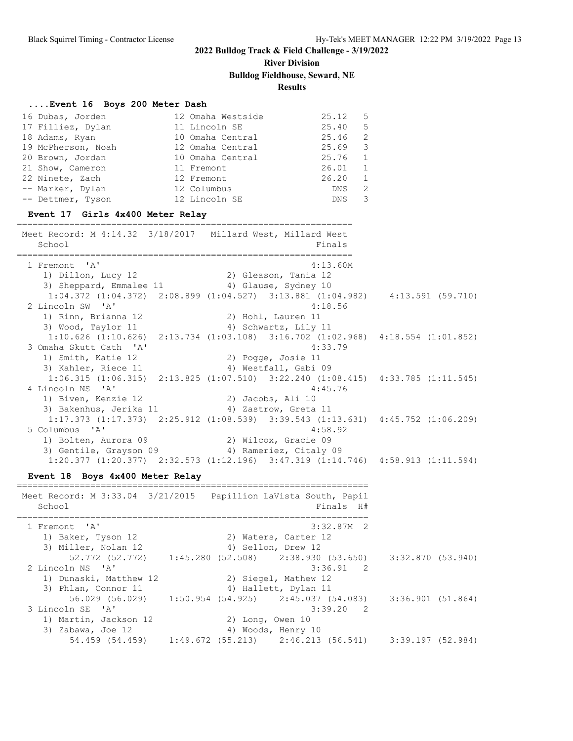# 2022 Bulldog Track & Field Challenge - 3/19/2022

## River Division

### Bulldog Fieldhouse, Seward, NE

### Results

#### ....Event 16 Boys 200 Meter Dash

| Place | Name | Year | School | Finals | H# |
|---|---|---|---|---|---|
| 16 | Dubas, Jorden | 12 | Omaha Westside | 25.12 | 5 |
| 17 | Filliez, Dylan | 11 | Lincoln SE | 25.40 | 5 |
| 18 | Adams, Ryan | 10 | Omaha Central | 25.46 | 2 |
| 19 | McPherson, Noah | 12 | Omaha Central | 25.69 | 3 |
| 20 | Brown, Jordan | 10 | Omaha Central | 25.76 | 1 |
| 21 | Show, Cameron | 11 | Fremont | 26.01 | 1 |
| 22 | Ninete, Zach | 12 | Fremont | 26.20 | 1 |
| -- | Marker, Dylan | 12 | Columbus | DNS | 2 |
| -- | Dettmer, Tyson | 12 | Lincoln SE | DNS | 3 |

#### Event 17 Girls 4x400 Meter Relay

Meet Record: M 4:14.32 3/18/2017 Millard West, Millard West

| Place | School | Finals |
|---|---|---|
| 1 | Fremont 'A' | 4:13.60M |
| | 1) Dillon, Lucy 12; 2) Gleason, Tania 12; 3) Sheppard, Emmalee 11; 4) Glause, Sydney 10 | |
| | 1:04.372 (1:04.372) 2:08.899 (1:04.527) 3:13.881 (1:04.982) 4:13.591 (59.710) | |
| 2 | Lincoln SW 'A' | 4:18.56 |
| | 1) Rinn, Brianna 12; 2) Hohl, Lauren 11; 3) Wood, Taylor 11; 4) Schwartz, Lily 11 | |
| | 1:10.626 (1:10.626) 2:13.734 (1:03.108) 3:16.702 (1:02.968) 4:18.554 (1:01.852) | |
| 3 | Omaha Skutt Cath 'A' | 4:33.79 |
| | 1) Smith, Katie 12; 2) Pogge, Josie 11; 3) Kahler, Riece 11; 4) Westfall, Gabi 09 | |
| | 1:06.315 (1:06.315) 2:13.825 (1:07.510) 3:22.240 (1:08.415) 4:33.785 (1:11.545) | |
| 4 | Lincoln NS 'A' | 4:45.76 |
| | 1) Biven, Kenzie 12; 2) Jacobs, Ali 10; 3) Bakenhus, Jerika 11; 4) Zastrow, Greta 11 | |
| | 1:17.373 (1:17.373) 2:25.912 (1:08.539) 3:39.543 (1:13.631) 4:45.752 (1:06.209) | |
| 5 | Columbus 'A' | 4:58.92 |
| | 1) Bolten, Aurora 09; 2) Wilcox, Gracie 09; 3) Gentile, Grayson 09; 4) Rameriez, Citaly 09 | |
| | 1:20.377 (1:20.377) 2:32.573 (1:12.196) 3:47.319 (1:14.746) 4:58.913 (1:11.594) | |

#### Event 18 Boys 4x400 Meter Relay

Meet Record: M 3:33.04 3/21/2015 Papillion LaVista South, Papil

| Place | School | Finals | H# |
|---|---|---|---|
| 1 | Fremont 'A' | 3:32.87M | 2 |
| | 1) Baker, Tyson 12; 2) Waters, Carter 12; 3) Miller, Nolan 12; 4) Sellon, Drew 12 | | |
| | 52.772 (52.772) 1:45.280 (52.508) 2:38.930 (53.650) 3:32.870 (53.940) | | |
| 2 | Lincoln NS 'A' | 3:36.91 | 2 |
| | 1) Dunaski, Matthew 12; 2) Siegel, Mathew 12; 3) Phlan, Connor 11; 4) Hallett, Dylan 11 | | |
| | 56.029 (56.029) 1:50.954 (54.925) 2:45.037 (54.083) 3:36.901 (51.864) | | |
| 3 | Lincoln SE 'A' | 3:39.20 | 2 |
| | 1) Martin, Jackson 12; 2) Long, Owen 10; 3) Zabawa, Joe 12; 4) Woods, Henry 10 | | |
| | 54.459 (54.459) 1:49.672 (55.213) 2:46.213 (56.541) 3:39.197 (52.984) | | |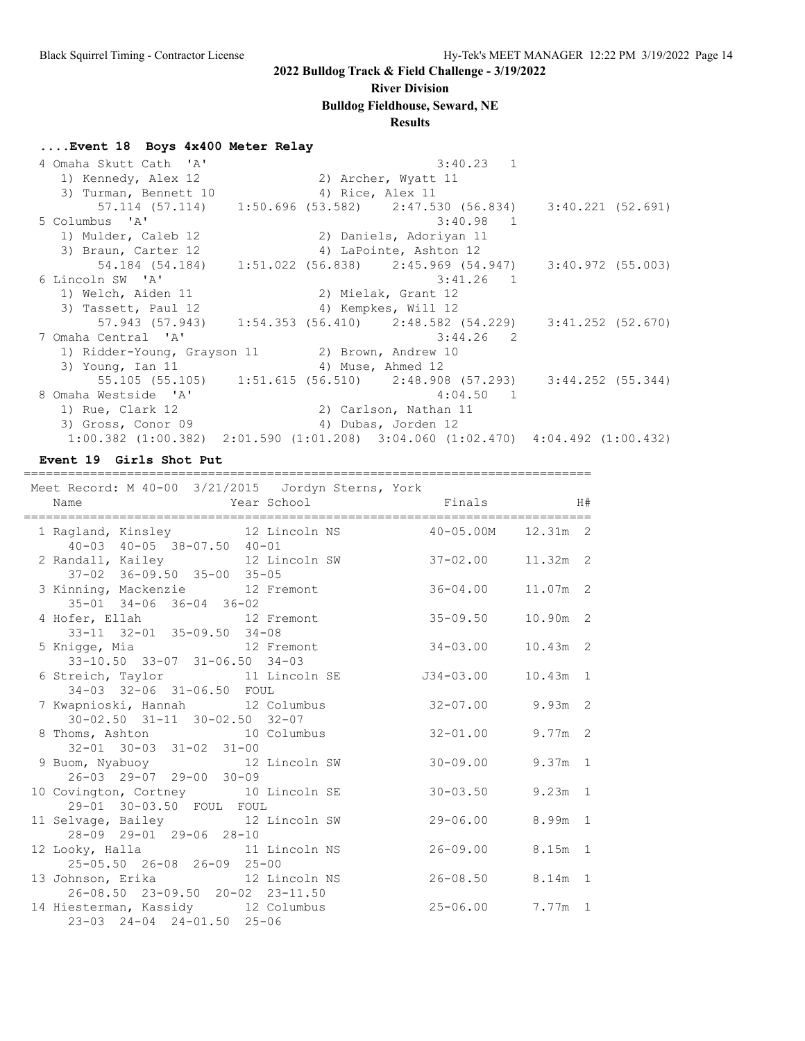**2022 Bulldog Track & Field Challenge - 3/19/2022**

**River Division**

**Bulldog Fieldhouse, Seward, NE**

**Results**

### ....Event 18 Boys 4x400 Meter Relay

```
 4 Omaha Skutt Cath  'A'                                3:40.23   1
    1) Kennedy, Alex 12                2) Archer, Wyatt 11
    3) Turman, Bennett 10              4) Rice, Alex 11
        57.114 (57.114)    1:50.696 (53.582)    2:47.530 (56.834)    3:40.221 (52.691)
 5 Columbus  'A'                                        3:40.98   1
    1) Mulder, Caleb 12                2) Daniels, Adoriyan 11
    3) Braun, Carter 12                4) LaPointe, Ashton 12
        54.184 (54.184)    1:51.022 (56.838)    2:45.969 (54.947)    3:40.972 (55.003)
 6 Lincoln SW  'A'                                      3:41.26   1
    1) Welch, Aiden 11                 2) Mielak, Grant 12
    3) Tassett, Paul 12                4) Kempkes, Will 12
        57.943 (57.943)    1:54.353 (56.410)    2:48.582 (54.229)    3:41.252 (52.670)
 7 Omaha Central  'A'                                   3:44.26   2
    1) Ridder-Young, Grayson 11        2) Brown, Andrew 10
    3) Young, Ian 11                   4) Muse, Ahmed 12
        55.105 (55.105)    1:51.615 (56.510)    2:48.908 (57.293)    3:44.252 (55.344)
 8 Omaha Westside  'A'                                  4:04.50   1
    1) Rue, Clark 12                   2) Carlson, Nathan 11
    3) Gross, Conor 09                 4) Dubas, Jorden 12
    1:00.382 (1:00.382)  2:01.590 (1:01.208)  3:04.060 (1:02.470)  4:04.492 (1:00.432)
```

### Event 19 Girls Shot Put

```
============================================================================
 Meet Record: M 40-00  3/21/2015   Jordyn Sterns, York
    Name                    Year School                 Finals            H#
============================================================================
  1 Ragland, Kinsley          12 Lincoln NS            40-05.00M    12.31m  2
      40-03  40-05  38-07.50  40-01
  2 Randall, Kailey           12 Lincoln SW            37-02.00     11.32m  2
      37-02  36-09.50  35-00  35-05
  3 Kinning, Mackenzie        12 Fremont               36-04.00     11.07m  2
      35-01  34-06  36-04  36-02
  4 Hofer, Ellah              12 Fremont               35-09.50     10.90m  2
      33-11  32-01  35-09.50  34-08
  5 Knigge, Mia               12 Fremont               34-03.00     10.43m  2
      33-10.50  33-07  31-06.50  34-03
  6 Streich, Taylor           11 Lincoln SE           J34-03.00     10.43m  1
      34-03  32-06  31-06.50  FOUL
  7 Kwapnioski, Hannah        12 Columbus              32-07.00      9.93m  2
      30-02.50  31-11  30-02.50  32-07
  8 Thoms, Ashton             10 Columbus              32-01.00      9.77m  2
      32-01  30-03  31-02  31-00
  9 Buom, Nyabuoy             12 Lincoln SW            30-09.00      9.37m  1
      26-03  29-07  29-00  30-09
 10 Covington, Cortney        10 Lincoln SE            30-03.50      9.23m  1
      29-01  30-03.50  FOUL  FOUL
 11 Selvage, Bailey           12 Lincoln SW            29-06.00      8.99m  1
      28-09  29-01  29-06  28-10
 12 Looky, Halla              11 Lincoln NS            26-09.00      8.15m  1
      25-05.50  26-08  26-09  25-00
 13 Johnson, Erika            12 Lincoln NS            26-08.50      8.14m  1
      26-08.50  23-09.50  20-02  23-11.50
 14 Hiesterman, Kassidy       12 Columbus              25-06.00      7.77m  1
      23-03  24-04  24-01.50  25-06
```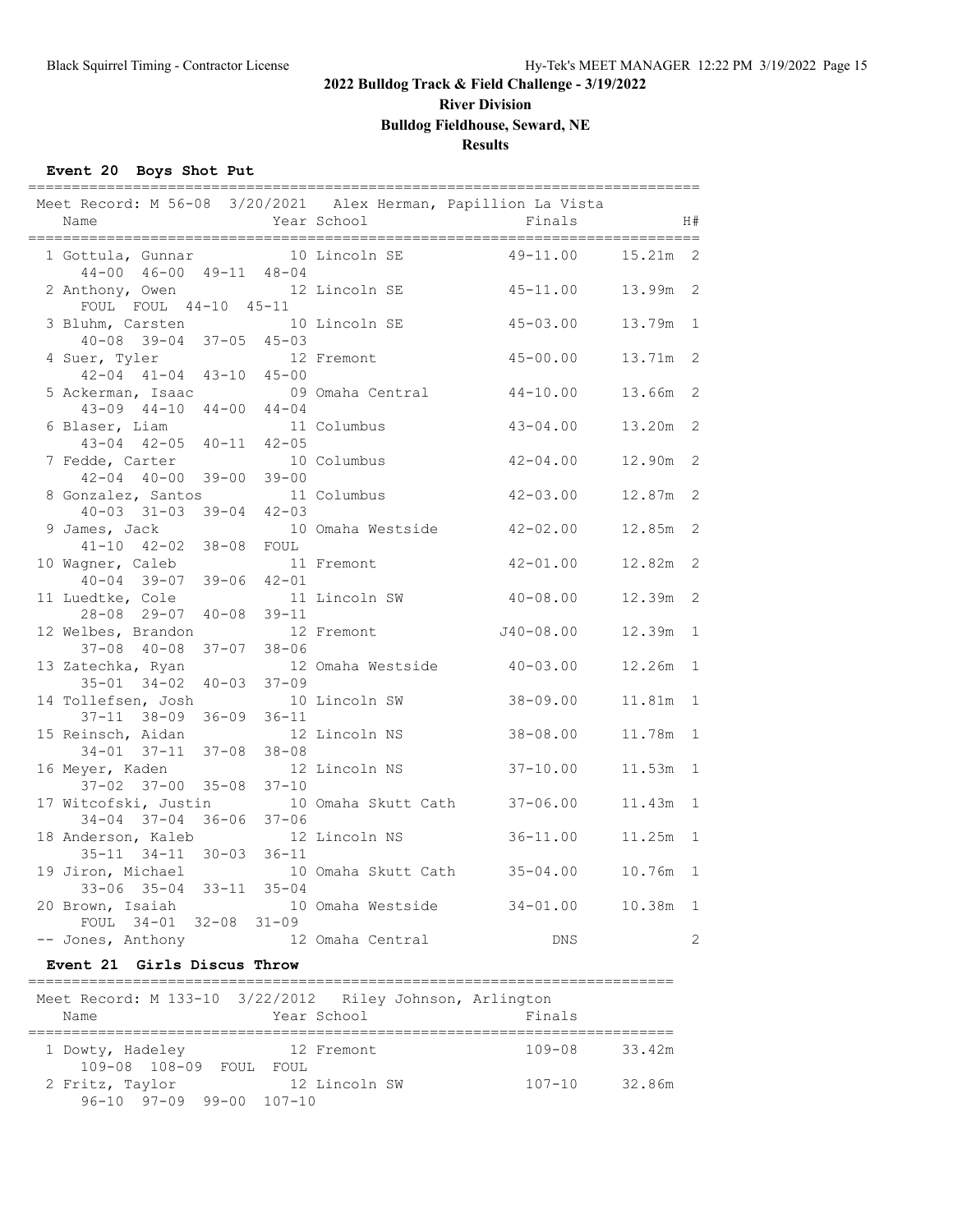**2022 Bulldog Track & Field Challenge - 3/19/2022**

**River Division**

**Bulldog Fieldhouse, Seward, NE**

**Results**

### Event 20 Boys Shot Put

Meet Record: M 56-08 3/20/2021 Alex Herman, Papillion La Vista

| Place | Name | Year | School | Finals | Metric | H# |
|---|---|---|---|---|---|---|
| 1 | Gottula, Gunnar | 10 | Lincoln SE | 49-11.00 | 15.21m | 2 |
| | 44-00 46-00 49-11 48-04 | | | | | |
| 2 | Anthony, Owen | 12 | Lincoln SE | 45-11.00 | 13.99m | 2 |
| | FOUL FOUL 44-10 45-11 | | | | | |
| 3 | Bluhm, Carsten | 10 | Lincoln SE | 45-03.00 | 13.79m | 1 |
| | 40-08 39-04 37-05 45-03 | | | | | |
| 4 | Suer, Tyler | 12 | Fremont | 45-00.00 | 13.71m | 2 |
| | 42-04 41-04 43-10 45-00 | | | | | |
| 5 | Ackerman, Isaac | 09 | Omaha Central | 44-10.00 | 13.66m | 2 |
| | 43-09 44-10 44-00 44-04 | | | | | |
| 6 | Blaser, Liam | 11 | Columbus | 43-04.00 | 13.20m | 2 |
| | 43-04 42-05 40-11 42-05 | | | | | |
| 7 | Fedde, Carter | 10 | Columbus | 42-04.00 | 12.90m | 2 |
| | 42-04 40-00 39-00 39-00 | | | | | |
| 8 | Gonzalez, Santos | 11 | Columbus | 42-03.00 | 12.87m | 2 |
| | 40-03 31-03 39-04 42-03 | | | | | |
| 9 | James, Jack | 10 | Omaha Westside | 42-02.00 | 12.85m | 2 |
| | 41-10 42-02 38-08 FOUL | | | | | |
| 10 | Wagner, Caleb | 11 | Fremont | 42-01.00 | 12.82m | 2 |
| | 40-04 39-07 39-06 42-01 | | | | | |
| 11 | Luedtke, Cole | 11 | Lincoln SW | 40-08.00 | 12.39m | 2 |
| | 28-08 29-07 40-08 39-11 | | | | | |
| 12 | Welbes, Brandon | 12 | Fremont | J40-08.00 | 12.39m | 1 |
| | 37-08 40-08 37-07 38-06 | | | | | |
| 13 | Zatechka, Ryan | 12 | Omaha Westside | 40-03.00 | 12.26m | 1 |
| | 35-01 34-02 40-03 37-09 | | | | | |
| 14 | Tollefsen, Josh | 10 | Lincoln SW | 38-09.00 | 11.81m | 1 |
| | 37-11 38-09 36-09 36-11 | | | | | |
| 15 | Reinsch, Aidan | 12 | Lincoln NS | 38-08.00 | 11.78m | 1 |
| | 34-01 37-11 37-08 38-08 | | | | | |
| 16 | Meyer, Kaden | 12 | Lincoln NS | 37-10.00 | 11.53m | 1 |
| | 37-02 37-00 35-08 37-10 | | | | | |
| 17 | Witcofski, Justin | 10 | Omaha Skutt Cath | 37-06.00 | 11.43m | 1 |
| | 34-04 37-04 36-06 37-06 | | | | | |
| 18 | Anderson, Kaleb | 12 | Lincoln NS | 36-11.00 | 11.25m | 1 |
| | 35-11 34-11 30-03 36-11 | | | | | |
| 19 | Jiron, Michael | 10 | Omaha Skutt Cath | 35-04.00 | 10.76m | 1 |
| | 33-06 35-04 33-11 35-04 | | | | | |
| 20 | Brown, Isaiah | 10 | Omaha Westside | 34-01.00 | 10.38m | 1 |
| | FOUL 34-01 32-08 31-09 | | | | | |
| -- | Jones, Anthony | 12 | Omaha Central | DNS | | 2 |

### Event 21 Girls Discus Throw

Meet Record: M 133-10 3/22/2012 Riley Johnson, Arlington

| Place | Name | Year | School | Finals | Metric |
|---|---|---|---|---|---|
| 1 | Dowty, Hadeley | 12 | Fremont | 109-08 | 33.42m |
| | 109-08 108-09 FOUL FOUL | | | | |
| 2 | Fritz, Taylor | 12 | Lincoln SW | 107-10 | 32.86m |
| | 96-10 97-09 99-00 107-10 | | | | |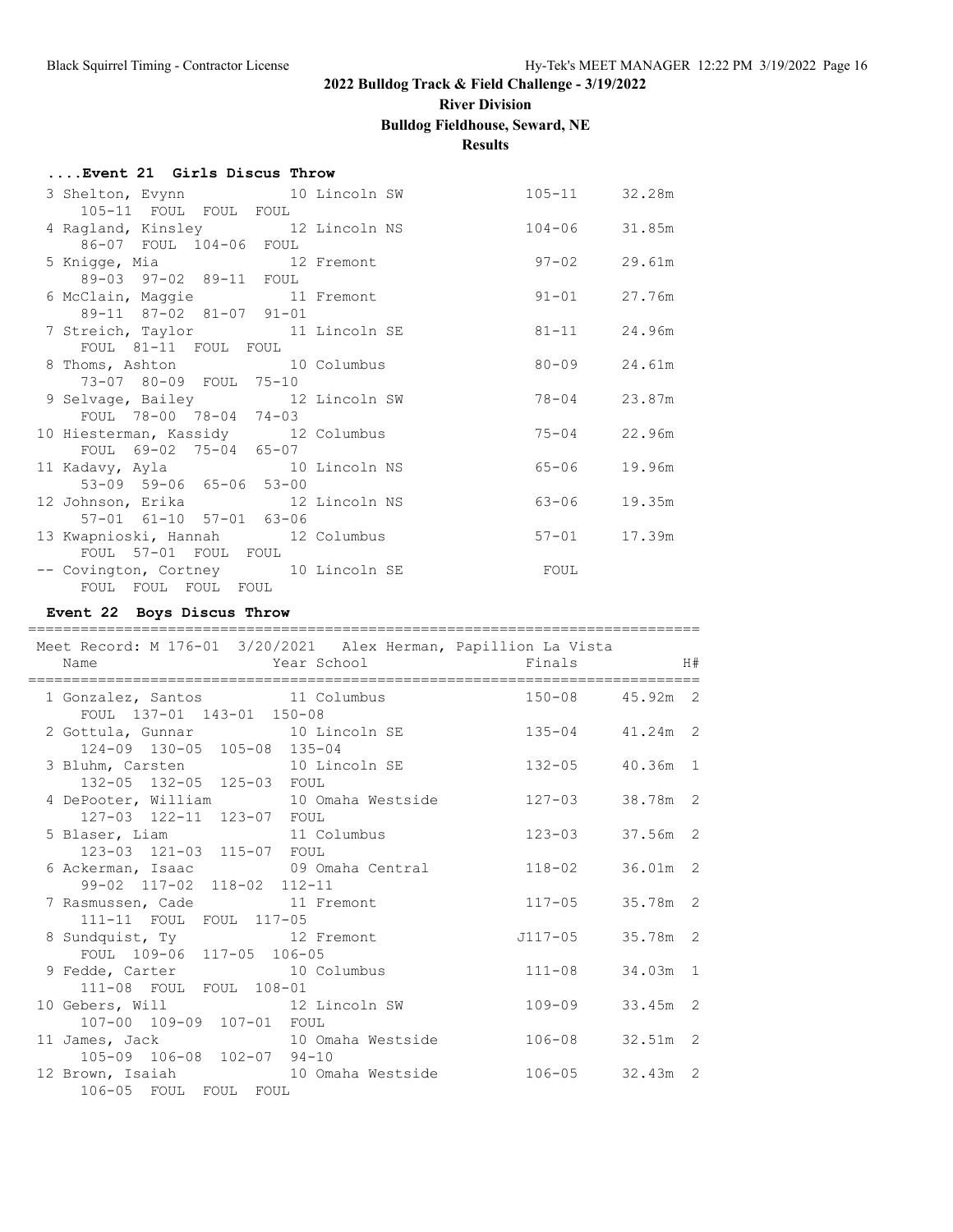## 2022 Bulldog Track & Field Challenge - 3/19/2022

### River Division

### Bulldog Fieldhouse, Seward, NE

### Results

#### ....Event 21 Girls Discus Throw

| Place | Name | Year | School | Finals | Metric |
|---|---|---|---|---|---|
| 3 | Shelton, Evynn | 10 | Lincoln SW | 105-11 | 32.28m |
| | 105-11 FOUL FOUL FOUL | | | | |
| 4 | Ragland, Kinsley | 12 | Lincoln NS | 104-06 | 31.85m |
| | 86-07 FOUL 104-06 FOUL | | | | |
| 5 | Knigge, Mia | 12 | Fremont | 97-02 | 29.61m |
| | 89-03 97-02 89-11 FOUL | | | | |
| 6 | McClain, Maggie | 11 | Fremont | 91-01 | 27.76m |
| | 89-11 87-02 81-07 91-01 | | | | |
| 7 | Streich, Taylor | 11 | Lincoln SE | 81-11 | 24.96m |
| | FOUL 81-11 FOUL FOUL | | | | |
| 8 | Thoms, Ashton | 10 | Columbus | 80-09 | 24.61m |
| | 73-07 80-09 FOUL 75-10 | | | | |
| 9 | Selvage, Bailey | 12 | Lincoln SW | 78-04 | 23.87m |
| | FOUL 78-00 78-04 74-03 | | | | |
| 10 | Hiesterman, Kassidy | 12 | Columbus | 75-04 | 22.96m |
| | FOUL 69-02 75-04 65-07 | | | | |
| 11 | Kadavy, Ayla | 10 | Lincoln NS | 65-06 | 19.96m |
| | 53-09 59-06 65-06 53-00 | | | | |
| 12 | Johnson, Erika | 12 | Lincoln NS | 63-06 | 19.35m |
| | 57-01 61-10 57-01 63-06 | | | | |
| 13 | Kwapnioski, Hannah | 12 | Columbus | 57-01 | 17.39m |
| | FOUL 57-01 FOUL FOUL | | | | |
| -- | Covington, Cortney | 10 | Lincoln SE | FOUL | |
| | FOUL FOUL FOUL FOUL | | | | |

#### Event 22 Boys Discus Throw

Meet Record: M 176-01 3/20/2021 Alex Herman, Papillion La Vista

| Place | Name | Year | School | Finals | Metric | H# |
|---|---|---|---|---|---|---|
| 1 | Gonzalez, Santos | 11 | Columbus | 150-08 | 45.92m | 2 |
| | FOUL 137-01 143-01 150-08 | | | | | |
| 2 | Gottula, Gunnar | 10 | Lincoln SE | 135-04 | 41.24m | 2 |
| | 124-09 130-05 105-08 135-04 | | | | | |
| 3 | Bluhm, Carsten | 10 | Lincoln SE | 132-05 | 40.36m | 1 |
| | 132-05 132-05 125-03 FOUL | | | | | |
| 4 | DePooter, William | 10 | Omaha Westside | 127-03 | 38.78m | 2 |
| | 127-03 122-11 123-07 FOUL | | | | | |
| 5 | Blaser, Liam | 11 | Columbus | 123-03 | 37.56m | 2 |
| | 123-03 121-03 115-07 FOUL | | | | | |
| 6 | Ackerman, Isaac | 09 | Omaha Central | 118-02 | 36.01m | 2 |
| | 99-02 117-02 118-02 112-11 | | | | | |
| 7 | Rasmussen, Cade | 11 | Fremont | 117-05 | 35.78m | 2 |
| | 111-11 FOUL FOUL 117-05 | | | | | |
| 8 | Sundquist, Ty | 12 | Fremont | J117-05 | 35.78m | 2 |
| | FOUL 109-06 117-05 106-05 | | | | | |
| 9 | Fedde, Carter | 10 | Columbus | 111-08 | 34.03m | 1 |
| | 111-08 FOUL FOUL 108-01 | | | | | |
| 10 | Gebers, Will | 12 | Lincoln SW | 109-09 | 33.45m | 2 |
| | 107-00 109-09 107-01 FOUL | | | | | |
| 11 | James, Jack | 10 | Omaha Westside | 106-08 | 32.51m | 2 |
| | 105-09 106-08 102-07 94-10 | | | | | |
| 12 | Brown, Isaiah | 10 | Omaha Westside | 106-05 | 32.43m | 2 |
| | 106-05 FOUL FOUL FOUL | | | | | |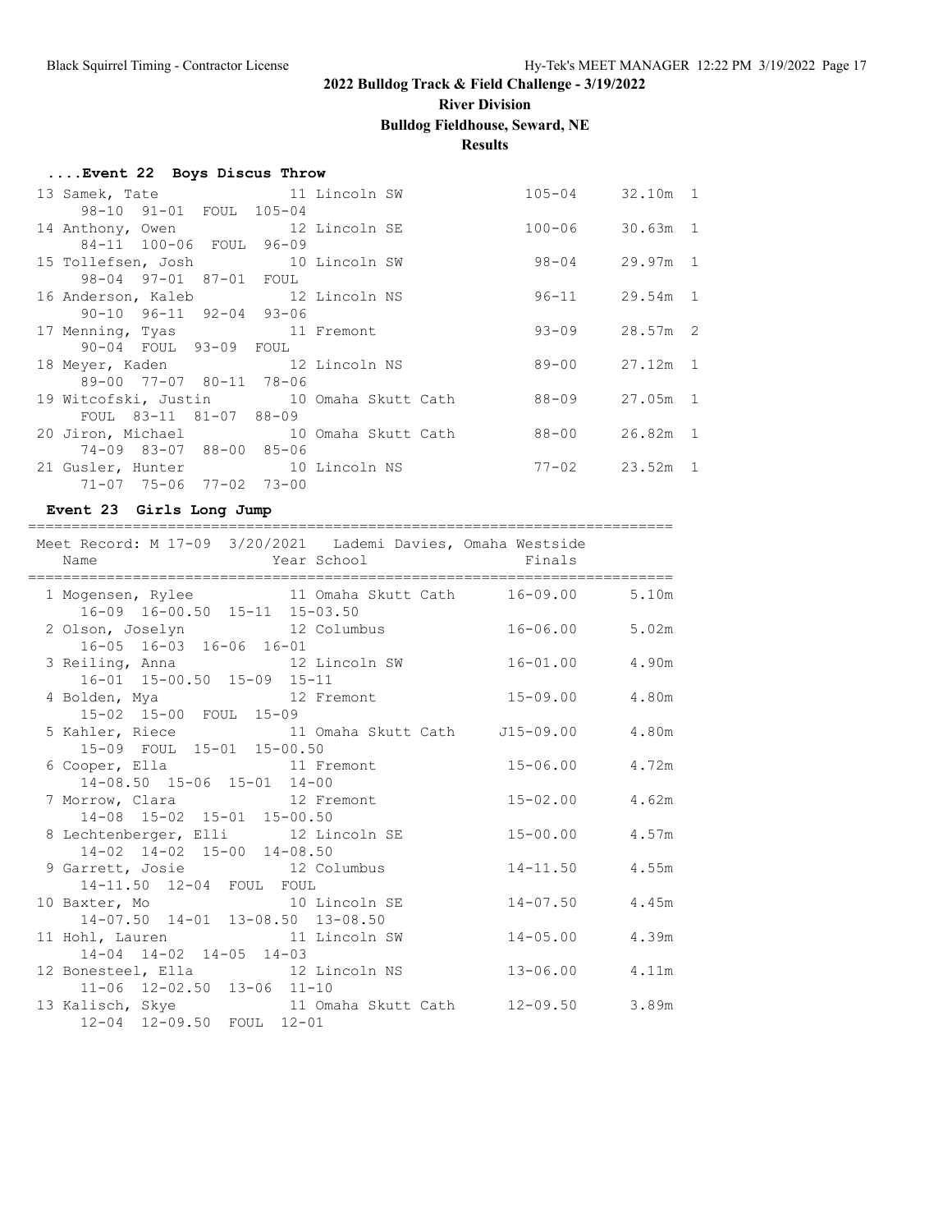# 2022 Bulldog Track & Field Challenge - 3/19/2022

## River Division

## Bulldog Fieldhouse, Seward, NE

## Results

### ....Event 22 Boys Discus Throw

| Place | Name | Year | School | Finals | Metric | H |
|---|---|---|---|---|---|---|
| 13 | Samek, Tate | 11 | Lincoln SW | 105-04 | 32.10m | 1 |
| | 98-10 91-01 FOUL 105-04 | | | | | |
| 14 | Anthony, Owen | 12 | Lincoln SE | 100-06 | 30.63m | 1 |
| | 84-11 100-06 FOUL 96-09 | | | | | |
| 15 | Tollefsen, Josh | 10 | Lincoln SW | 98-04 | 29.97m | 1 |
| | 98-04 97-01 87-01 FOUL | | | | | |
| 16 | Anderson, Kaleb | 12 | Lincoln NS | 96-11 | 29.54m | 1 |
| | 90-10 96-11 92-04 93-06 | | | | | |
| 17 | Menning, Tyas | 11 | Fremont | 93-09 | 28.57m | 2 |
| | 90-04 FOUL 93-09 FOUL | | | | | |
| 18 | Meyer, Kaden | 12 | Lincoln NS | 89-00 | 27.12m | 1 |
| | 89-00 77-07 80-11 78-06 | | | | | |
| 19 | Witcofski, Justin | 10 | Omaha Skutt Cath | 88-09 | 27.05m | 1 |
| | FOUL 83-11 81-07 88-09 | | | | | |
| 20 | Jiron, Michael | 10 | Omaha Skutt Cath | 88-00 | 26.82m | 1 |
| | 74-09 83-07 88-00 85-06 | | | | | |
| 21 | Gusler, Hunter | 10 | Lincoln NS | 77-02 | 23.52m | 1 |
| | 71-07 75-06 77-02 73-00 | | | | | |

### Event 23 Girls Long Jump

Meet Record: M 17-09 3/20/2021 Lademi Davies, Omaha Westside

| Place | Name | Year | School | Finals | Metric |
|---|---|---|---|---|---|
| 1 | Mogensen, Rylee | 11 | Omaha Skutt Cath | 16-09.00 | 5.10m |
| | 16-09 16-00.50 15-11 15-03.50 | | | | |
| 2 | Olson, Joselyn | 12 | Columbus | 16-06.00 | 5.02m |
| | 16-05 16-03 16-06 16-01 | | | | |
| 3 | Reiling, Anna | 12 | Lincoln SW | 16-01.00 | 4.90m |
| | 16-01 15-00.50 15-09 15-11 | | | | |
| 4 | Bolden, Mya | 12 | Fremont | 15-09.00 | 4.80m |
| | 15-02 15-00 FOUL 15-09 | | | | |
| 5 | Kahler, Riece | 11 | Omaha Skutt Cath | J15-09.00 | 4.80m |
| | 15-09 FOUL 15-01 15-00.50 | | | | |
| 6 | Cooper, Ella | 11 | Fremont | 15-06.00 | 4.72m |
| | 14-08.50 15-06 15-01 14-00 | | | | |
| 7 | Morrow, Clara | 12 | Fremont | 15-02.00 | 4.62m |
| | 14-08 15-02 15-01 15-00.50 | | | | |
| 8 | Lechtenberger, Elli | 12 | Lincoln SE | 15-00.00 | 4.57m |
| | 14-02 14-02 15-00 14-08.50 | | | | |
| 9 | Garrett, Josie | 12 | Columbus | 14-11.50 | 4.55m |
| | 14-11.50 12-04 FOUL FOUL | | | | |
| 10 | Baxter, Mo | 10 | Lincoln SE | 14-07.50 | 4.45m |
| | 14-07.50 14-01 13-08.50 13-08.50 | | | | |
| 11 | Hohl, Lauren | 11 | Lincoln SW | 14-05.00 | 4.39m |
| | 14-04 14-02 14-05 14-03 | | | | |
| 12 | Bonesteel, Ella | 12 | Lincoln NS | 13-06.00 | 4.11m |
| | 11-06 12-02.50 13-06 11-10 | | | | |
| 13 | Kalisch, Skye | 11 | Omaha Skutt Cath | 12-09.50 | 3.89m |
| | 12-04 12-09.50 FOUL 12-01 | | | | |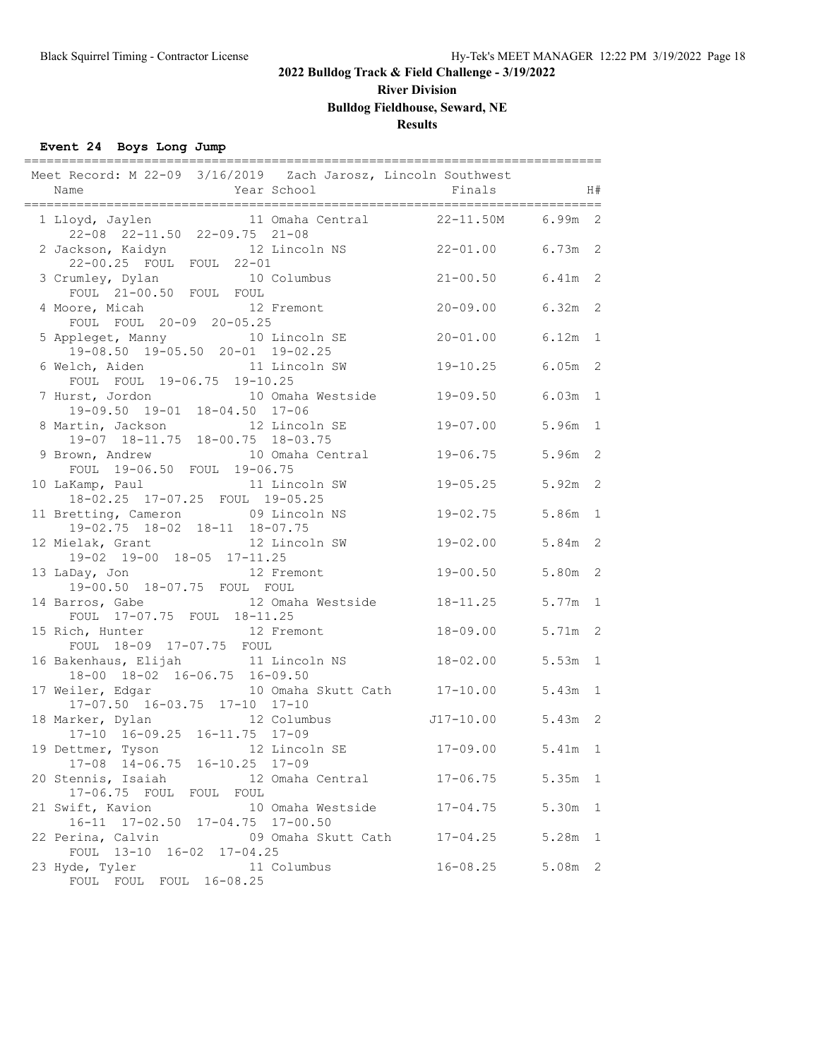## 2022 Bulldog Track & Field Challenge - 3/19/2022

**River Division**

**Bulldog Fieldhouse, Seward, NE**

**Results**

### Event 24 Boys Long Jump

Meet Record: M 22-09 3/16/2019 Zach Jarosz, Lincoln Southwest

| Place | Name | Year | School | Finals | Metric | H# |
|---|---|---|---|---|---|---|
| 1 | Lloyd, Jaylen | 11 | Omaha Central | 22-11.50M | 6.99m | 2 |
| | 22-08 22-11.50 22-09.75 21-08 | | | | | |
| 2 | Jackson, Kaidyn | 12 | Lincoln NS | 22-01.00 | 6.73m | 2 |
| | 22-00.25 FOUL FOUL 22-01 | | | | | |
| 3 | Crumley, Dylan | 10 | Columbus | 21-00.50 | 6.41m | 2 |
| | FOUL 21-00.50 FOUL FOUL | | | | | |
| 4 | Moore, Micah | 12 | Fremont | 20-09.00 | 6.32m | 2 |
| | FOUL FOUL 20-09 20-05.25 | | | | | |
| 5 | Appleget, Manny | 10 | Lincoln SE | 20-01.00 | 6.12m | 1 |
| | 19-08.50 19-05.50 20-01 19-02.25 | | | | | |
| 6 | Welch, Aiden | 11 | Lincoln SW | 19-10.25 | 6.05m | 2 |
| | FOUL FOUL 19-06.75 19-10.25 | | | | | |
| 7 | Hurst, Jordon | 10 | Omaha Westside | 19-09.50 | 6.03m | 1 |
| | 19-09.50 19-01 18-04.50 17-06 | | | | | |
| 8 | Martin, Jackson | 12 | Lincoln SE | 19-07.00 | 5.96m | 1 |
| | 19-07 18-11.75 18-00.75 18-03.75 | | | | | |
| 9 | Brown, Andrew | 10 | Omaha Central | 19-06.75 | 5.96m | 2 |
| | FOUL 19-06.50 FOUL 19-06.75 | | | | | |
| 10 | LaKamp, Paul | 11 | Lincoln SW | 19-05.25 | 5.92m | 2 |
| | 18-02.25 17-07.25 FOUL 19-05.25 | | | | | |
| 11 | Bretting, Cameron | 09 | Lincoln NS | 19-02.75 | 5.86m | 1 |
| | 19-02.75 18-02 18-11 18-07.75 | | | | | |
| 12 | Mielak, Grant | 12 | Lincoln SW | 19-02.00 | 5.84m | 2 |
| | 19-02 19-00 18-05 17-11.25 | | | | | |
| 13 | LaDay, Jon | 12 | Fremont | 19-00.50 | 5.80m | 2 |
| | 19-00.50 18-07.75 FOUL FOUL | | | | | |
| 14 | Barros, Gabe | 12 | Omaha Westside | 18-11.25 | 5.77m | 1 |
| | FOUL 17-07.75 FOUL 18-11.25 | | | | | |
| 15 | Rich, Hunter | 12 | Fremont | 18-09.00 | 5.71m | 2 |
| | FOUL 18-09 17-07.75 FOUL | | | | | |
| 16 | Bakenhaus, Elijah | 11 | Lincoln NS | 18-02.00 | 5.53m | 1 |
| | 18-00 18-02 16-06.75 16-09.50 | | | | | |
| 17 | Weiler, Edgar | 10 | Omaha Skutt Cath | 17-10.00 | 5.43m | 1 |
| | 17-07.50 16-03.75 17-10 17-10 | | | | | |
| 18 | Marker, Dylan | 12 | Columbus | J17-10.00 | 5.43m | 2 |
| | 17-10 16-09.25 16-11.75 17-09 | | | | | |
| 19 | Dettmer, Tyson | 12 | Lincoln SE | 17-09.00 | 5.41m | 1 |
| | 17-08 14-06.75 16-10.25 17-09 | | | | | |
| 20 | Stennis, Isaiah | 12 | Omaha Central | 17-06.75 | 5.35m | 1 |
| | 17-06.75 FOUL FOUL FOUL | | | | | |
| 21 | Swift, Kavion | 10 | Omaha Westside | 17-04.75 | 5.30m | 1 |
| | 16-11 17-02.50 17-04.75 17-00.50 | | | | | |
| 22 | Perina, Calvin | 09 | Omaha Skutt Cath | 17-04.25 | 5.28m | 1 |
| | FOUL 13-10 16-02 17-04.25 | | | | | |
| 23 | Hyde, Tyler | 11 | Columbus | 16-08.25 | 5.08m | 2 |
| | FOUL FOUL FOUL 16-08.25 | | | | | |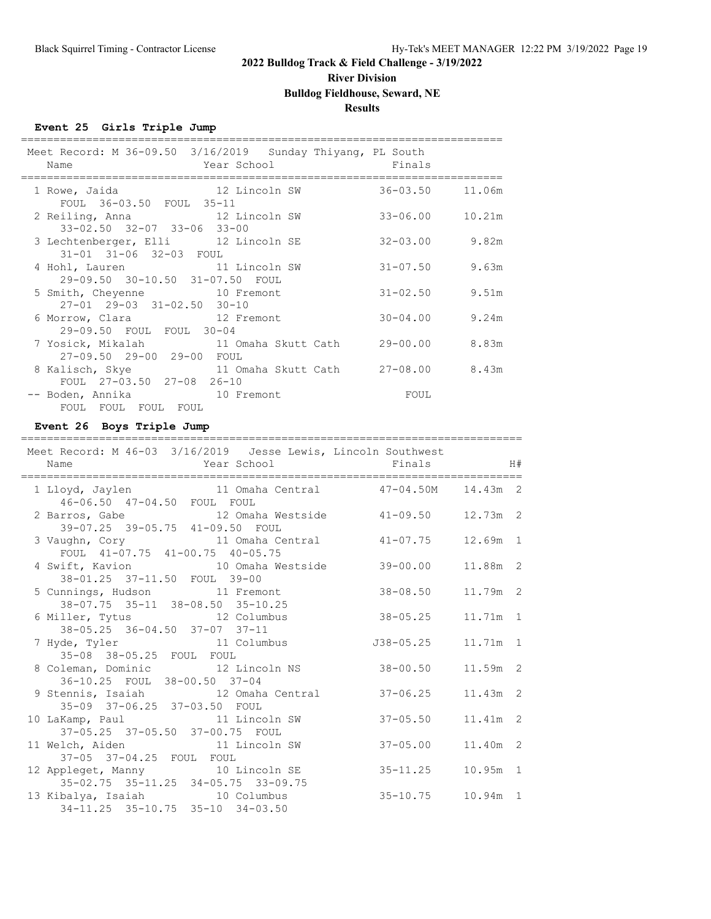## 2022 Bulldog Track & Field Challenge - 3/19/2022

**River Division**

**Bulldog Fieldhouse, Seward, NE**

**Results**

### Event 25 Girls Triple Jump

Meet Record: M 36-09.50 3/16/2019 Sunday Thiyang, PL South

| Place | Name | Year | School | Finals | Metric |
|---|---|---|---|---|---|
| 1 | Rowe, Jaida | 12 | Lincoln SW | 36-03.50 | 11.06m |
| | FOUL 36-03.50 FOUL 35-11 | | | | |
| 2 | Reiling, Anna | 12 | Lincoln SW | 33-06.00 | 10.21m |
| | 33-02.50 32-07 33-06 33-00 | | | | |
| 3 | Lechtenberger, Elli | 12 | Lincoln SE | 32-03.00 | 9.82m |
| | 31-01 31-06 32-03 FOUL | | | | |
| 4 | Hohl, Lauren | 11 | Lincoln SW | 31-07.50 | 9.63m |
| | 29-09.50 30-10.50 31-07.50 FOUL | | | | |
| 5 | Smith, Cheyenne | 10 | Fremont | 31-02.50 | 9.51m |
| | 27-01 29-03 31-02.50 30-10 | | | | |
| 6 | Morrow, Clara | 12 | Fremont | 30-04.00 | 9.24m |
| | 29-09.50 FOUL FOUL 30-04 | | | | |
| 7 | Yosick, Mikalah | 11 | Omaha Skutt Cath | 29-00.00 | 8.83m |
| | 27-09.50 29-00 29-00 FOUL | | | | |
| 8 | Kalisch, Skye | 11 | Omaha Skutt Cath | 27-08.00 | 8.43m |
| | FOUL 27-03.50 27-08 26-10 | | | | |
| -- | Boden, Annika | 10 | Fremont | FOUL | |
| | FOUL FOUL FOUL FOUL | | | | |

### Event 26 Boys Triple Jump

Meet Record: M 46-03 3/16/2019 Jesse Lewis, Lincoln Southwest

| Place | Name | Year | School | Finals | Metric | H# |
|---|---|---|---|---|---|---|
| 1 | Lloyd, Jaylen | 11 | Omaha Central | 47-04.50M | 14.43m | 2 |
| | 46-06.50 47-04.50 FOUL FOUL | | | | | |
| 2 | Barros, Gabe | 12 | Omaha Westside | 41-09.50 | 12.73m | 2 |
| | 39-07.25 39-05.75 41-09.50 FOUL | | | | | |
| 3 | Vaughn, Cory | 11 | Omaha Central | 41-07.75 | 12.69m | 1 |
| | FOUL 41-07.75 41-00.75 40-05.75 | | | | | |
| 4 | Swift, Kavion | 10 | Omaha Westside | 39-00.00 | 11.88m | 2 |
| | 38-01.25 37-11.50 FOUL 39-00 | | | | | |
| 5 | Cunnings, Hudson | 11 | Fremont | 38-08.50 | 11.79m | 2 |
| | 38-07.75 35-11 38-08.50 35-10.25 | | | | | |
| 6 | Miller, Tytus | 12 | Columbus | 38-05.25 | 11.71m | 1 |
| | 38-05.25 36-04.50 37-07 37-11 | | | | | |
| 7 | Hyde, Tyler | 11 | Columbus | J38-05.25 | 11.71m | 1 |
| | 35-08 38-05.25 FOUL FOUL | | | | | |
| 8 | Coleman, Dominic | 12 | Lincoln NS | 38-00.50 | 11.59m | 2 |
| | 36-10.25 FOUL 38-00.50 37-04 | | | | | |
| 9 | Stennis, Isaiah | 12 | Omaha Central | 37-06.25 | 11.43m | 2 |
| | 35-09 37-06.25 37-03.50 FOUL | | | | | |
| 10 | LaKamp, Paul | 11 | Lincoln SW | 37-05.50 | 11.41m | 2 |
| | 37-05.25 37-05.50 37-00.75 FOUL | | | | | |
| 11 | Welch, Aiden | 11 | Lincoln SW | 37-05.00 | 11.40m | 2 |
| | 37-05 37-04.25 FOUL FOUL | | | | | |
| 12 | Appleget, Manny | 10 | Lincoln SE | 35-11.25 | 10.95m | 1 |
| | 35-02.75 35-11.25 34-05.75 33-09.75 | | | | | |
| 13 | Kibalya, Isaiah | 10 | Columbus | 35-10.75 | 10.94m | 1 |
| | 34-11.25 35-10.75 35-10 34-03.50 | | | | | |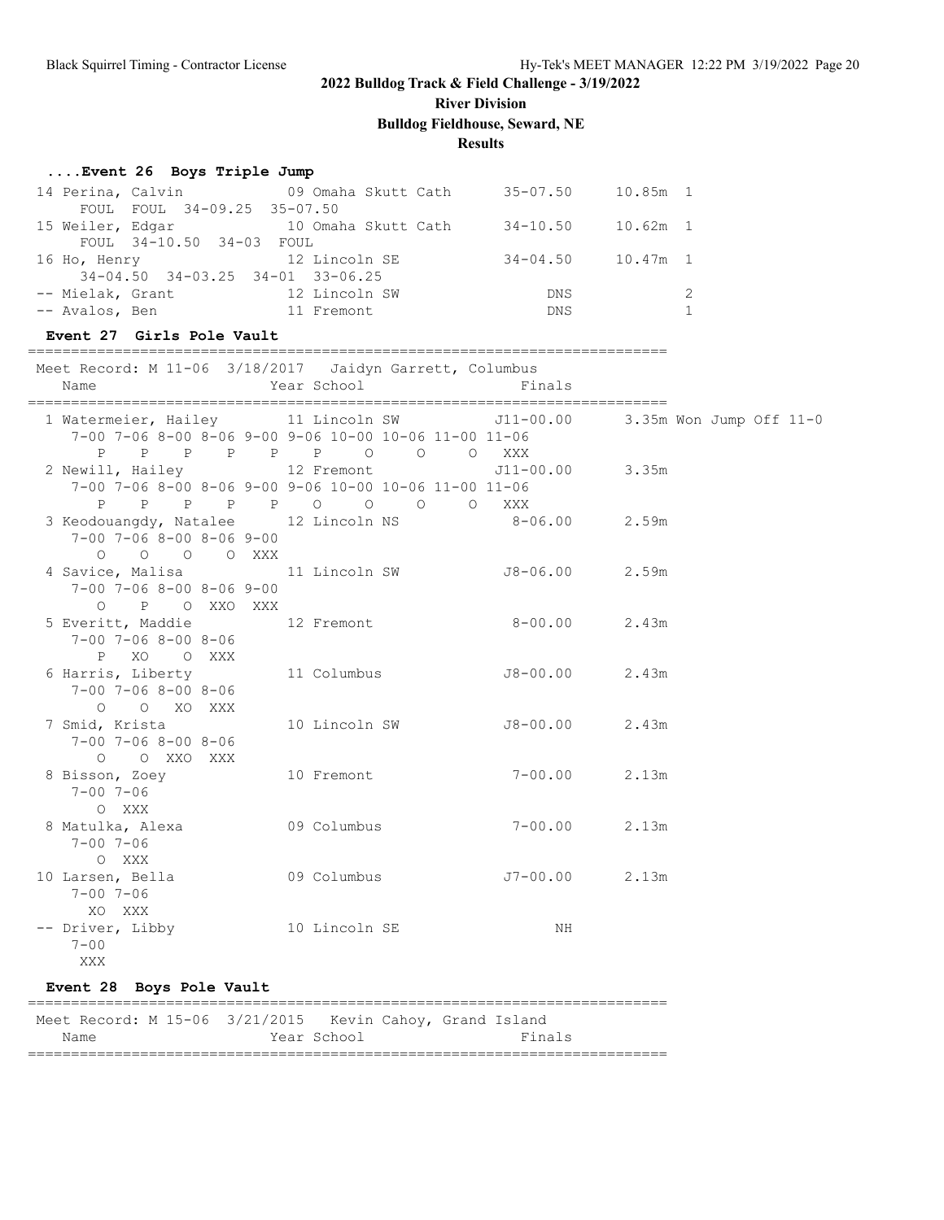# 2022 Bulldog Track & Field Challenge - 3/19/2022

## River Division

## Bulldog Fieldhouse, Seward, NE

## Results

### ....Event 26 Boys Triple Jump

```
 14 Perina, Calvin            09 Omaha Skutt Cath      35-07.50    10.85m  1
      FOUL  FOUL  34-09.25  35-07.50
 15 Weiler, Edgar             10 Omaha Skutt Cath      34-10.50    10.62m  1
      FOUL  34-10.50  34-03  FOUL
 16 Ho, Henry                 12 Lincoln SE            34-04.50    10.47m  1
      34-04.50  34-03.25  34-01  33-06.25
 -- Mielak, Grant             12 Lincoln SW                 DNS            2
 -- Avalos, Ben               11 Fremont                    DNS            1
```

### Event 27 Girls Pole Vault

```
=========================================================================
 Meet Record: M 11-06  3/18/2017   Jaidyn Garrett, Columbus
    Name                    Year School                  Finals
=========================================================================
  1 Watermeier, Hailey       11 Lincoln SW            J11-00.00     3.35m Won Jump Off 11-0
      7-00 7-06 8-00 8-06 9-00 9-06 10-00 10-06 11-00 11-06
         P    P    P    P    P    P     O     O     O   XXX
  2 Newill, Hailey           12 Fremont               J11-00.00     3.35m
      7-00 7-06 8-00 8-06 9-00 9-06 10-00 10-06 11-00 11-06
         P    P    P    P    P    O     O     O     O   XXX
  3 Keodouangdy, Natalee     12 Lincoln NS              8-06.00     2.59m
      7-00 7-06 8-00 8-06 9-00
         O    O    O    O  XXX
  4 Savice, Malisa           11 Lincoln SW             J8-06.00     2.59m
      7-00 7-06 8-00 8-06 9-00
         O    P    O  XXO  XXX
  5 Everitt, Maddie          12 Fremont                 8-00.00     2.43m
      7-00 7-06 8-00 8-06
         P   XO    O  XXX
  6 Harris, Liberty          11 Columbus               J8-00.00     2.43m
      7-00 7-06 8-00 8-06
         O    O   XO  XXX
  7 Smid, Krista             10 Lincoln SW             J8-00.00     2.43m
      7-00 7-06 8-00 8-06
         O    O  XXO  XXX
  8 Bisson, Zoey             10 Fremont                 7-00.00     2.13m
      7-00 7-06
         O  XXX
  8 Matulka, Alexa           09 Columbus                7-00.00     2.13m
      7-00 7-06
         O  XXX
 10 Larsen, Bella            09 Columbus               J7-00.00     2.13m
      7-00 7-06
        XO  XXX
 -- Driver, Libby            10 Lincoln SE                   NH
      7-00
       XXX
```

### Event 28 Boys Pole Vault

```
=========================================================================
 Meet Record: M 15-06  3/21/2015   Kevin Cahoy, Grand Island
    Name                    Year School                  Finals
=========================================================================
```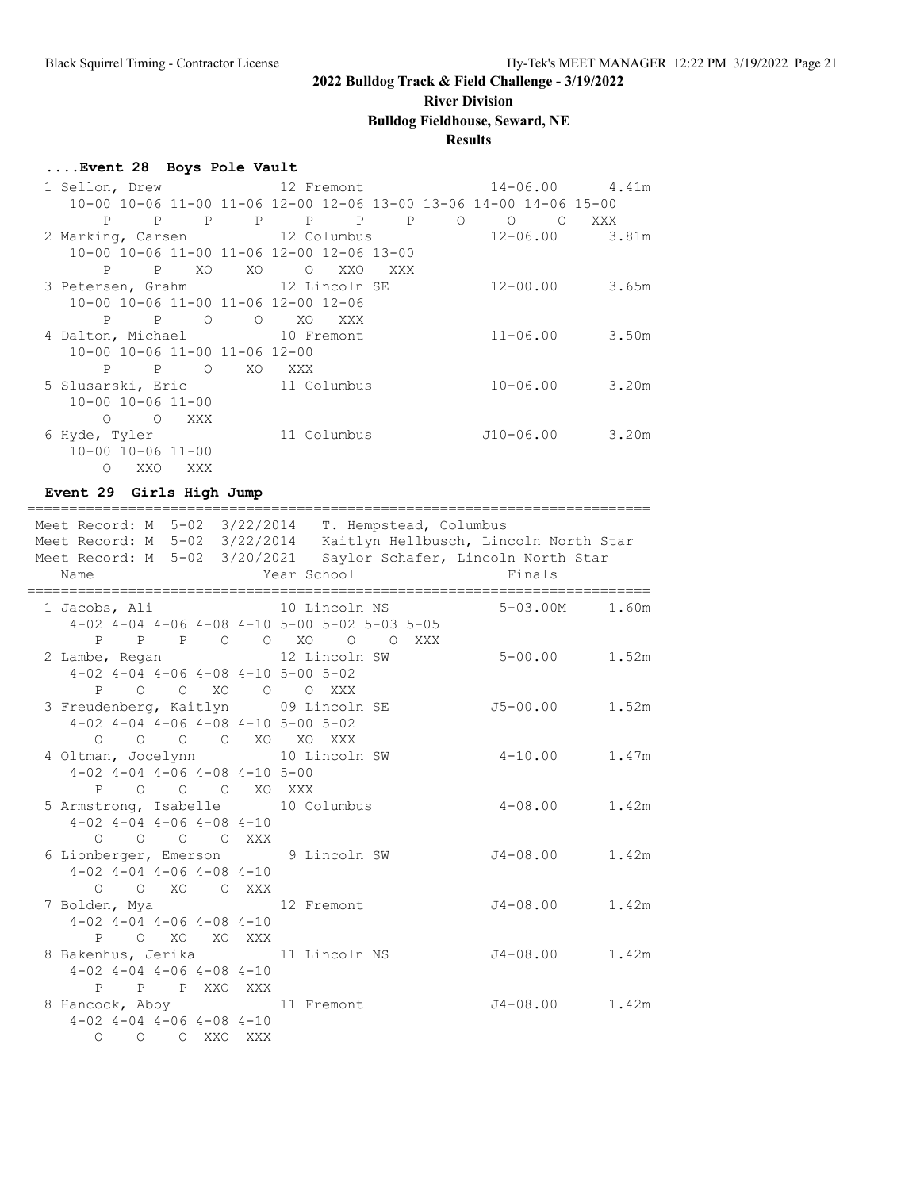**2022 Bulldog Track & Field Challenge - 3/19/2022**

**River Division**

**Bulldog Fieldhouse, Seward, NE**

**Results**

### ....Event 28 Boys Pole Vault

```
 1 Sellon, Drew               12 Fremont               14-06.00      4.41m
    10-00 10-06 11-00 11-06 12-00 12-06 13-00 13-06 14-00 14-06 15-00
        P     P     P     P     P     P     P     O     O     O   XXX
 2 Marking, Carsen            12 Columbus              12-06.00      3.81m
    10-00 10-06 11-00 11-06 12-00 12-06 13-00
        P     P    XO    XO     O   XXO   XXX
 3 Petersen, Grahm            12 Lincoln SE            12-00.00      3.65m
    10-00 10-06 11-00 11-06 12-00 12-06
        P     P     O     O    XO   XXX
 4 Dalton, Michael            10 Fremont               11-06.00      3.50m
    10-00 10-06 11-00 11-06 12-00
        P     P     O    XO   XXX
 5 Slusarski, Eric            11 Columbus              10-06.00      3.20m
    10-00 10-06 11-00
        O     O   XXX
 6 Hyde, Tyler                11 Columbus             J10-06.00      3.20m
    10-00 10-06 11-00
        O   XXO   XXX
```

### Event 29 Girls High Jump

```
=========================================================================
 Meet Record: M  5-02  3/22/2014   T. Hempstead, Columbus
 Meet Record: M  5-02  3/22/2014   Kaitlyn Hellbusch, Lincoln North Star
 Meet Record: M  5-02  3/20/2021   Saylor Schafer, Lincoln North Star
    Name                    Year School                  Finals
=========================================================================
 1 Jacobs, Ali                10 Lincoln NS            5-03.00M      1.60m
    4-02 4-04 4-06 4-08 4-10 5-00 5-02 5-03 5-05
       P    P    P    O    O   XO    O    O  XXX
 2 Lambe, Regan               12 Lincoln SW             5-00.00      1.52m
    4-02 4-04 4-06 4-08 4-10 5-00 5-02
       P    O    O   XO    O    O  XXX
 3 Freudenberg, Kaitlyn       09 Lincoln SE            J5-00.00      1.52m
    4-02 4-04 4-06 4-08 4-10 5-00 5-02
       O    O    O    O   XO   XO  XXX
 4 Oltman, Jocelynn           10 Lincoln SW             4-10.00      1.47m
    4-02 4-04 4-06 4-08 4-10 5-00
       P    O    O    O   XO  XXX
 5 Armstrong, Isabelle        10 Columbus               4-08.00      1.42m
    4-02 4-04 4-06 4-08 4-10
       O    O    O    O  XXX
 6 Lionberger, Emerson         9 Lincoln SW            J4-08.00      1.42m
    4-02 4-04 4-06 4-08 4-10
       O    O   XO    O  XXX
 7 Bolden, Mya                12 Fremont               J4-08.00      1.42m
    4-02 4-04 4-06 4-08 4-10
       P    O   XO   XO  XXX
 8 Bakenhus, Jerika           11 Lincoln NS            J4-08.00      1.42m
    4-02 4-04 4-06 4-08 4-10
       P    P    P  XXO  XXX
 8 Hancock, Abby              11 Fremont               J4-08.00      1.42m
    4-02 4-04 4-06 4-08 4-10
       O    O    O  XXO  XXX
```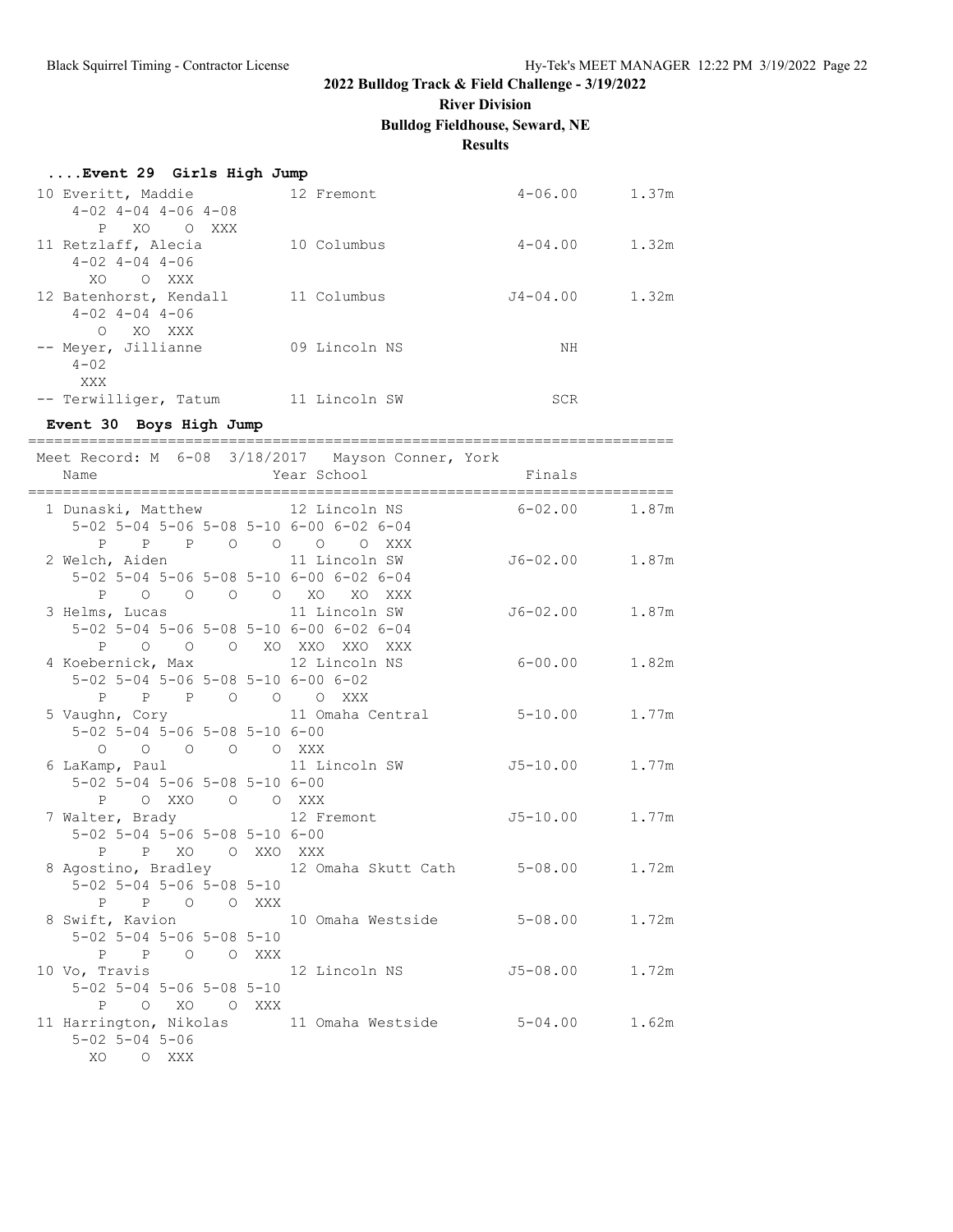**2022 Bulldog Track & Field Challenge - 3/19/2022**

**River Division**

**Bulldog Fieldhouse, Seward, NE**

**Results**

### ....Event 29 Girls High Jump

```
10 Everitt, Maddie            12 Fremont                  4-06.00      1.37m
    4-02 4-04 4-06 4-08
      P   XO    O  XXX
11 Retzlaff, Alecia           10 Columbus                 4-04.00      1.32m
    4-02 4-04 4-06
     XO    O  XXX
12 Batenhorst, Kendall        11 Columbus                J4-04.00      1.32m
    4-02 4-04 4-06
      O   XO  XXX
-- Meyer, Jillianne           09 Lincoln NS                    NH
    4-02
     XXX
-- Terwilliger, Tatum         11 Lincoln SW                   SCR
```

### Event 30 Boys High Jump

```
=========================================================================
Meet Record: M  6-08  3/18/2017   Mayson Conner, York
    Name                    Year School                  Finals
=========================================================================
  1 Dunaski, Matthew        12 Lincoln NS               6-02.00      1.87m
     5-02 5-04 5-06 5-08 5-10 6-00 6-02 6-04
        P    P    P    O    O    O    O  XXX
  2 Welch, Aiden            11 Lincoln SW              J6-02.00      1.87m
     5-02 5-04 5-06 5-08 5-10 6-00 6-02 6-04
        P    O    O    O    O   XO   XO  XXX
  3 Helms, Lucas            11 Lincoln SW              J6-02.00      1.87m
     5-02 5-04 5-06 5-08 5-10 6-00 6-02 6-04
        P    O    O    O   XO  XXO  XXO  XXX
  4 Koebernick, Max         12 Lincoln NS               6-00.00      1.82m
     5-02 5-04 5-06 5-08 5-10 6-00 6-02
        P    P    P    O    O    O  XXX
  5 Vaughn, Cory            11 Omaha Central            5-10.00      1.77m
     5-02 5-04 5-06 5-08 5-10 6-00
        O    O    O    O    O  XXX
  6 LaKamp, Paul            11 Lincoln SW              J5-10.00      1.77m
     5-02 5-04 5-06 5-08 5-10 6-00
        P    O  XXO    O    O  XXX
  7 Walter, Brady           12 Fremont                 J5-10.00      1.77m
     5-02 5-04 5-06 5-08 5-10 6-00
        P    P   XO    O  XXO  XXX
  8 Agostino, Bradley       12 Omaha Skutt Cath         5-08.00      1.72m
     5-02 5-04 5-06 5-08 5-10
        P    P    O    O  XXX
  8 Swift, Kavion           10 Omaha Westside           5-08.00      1.72m
     5-02 5-04 5-06 5-08 5-10
        P    P    O    O  XXX
 10 Vo, Travis              12 Lincoln NS              J5-08.00      1.72m
     5-02 5-04 5-06 5-08 5-10
        P    O   XO    O  XXX
 11 Harrington, Nikolas     11 Omaha Westside           5-04.00      1.62m
     5-02 5-04 5-06
       XO    O  XXX
```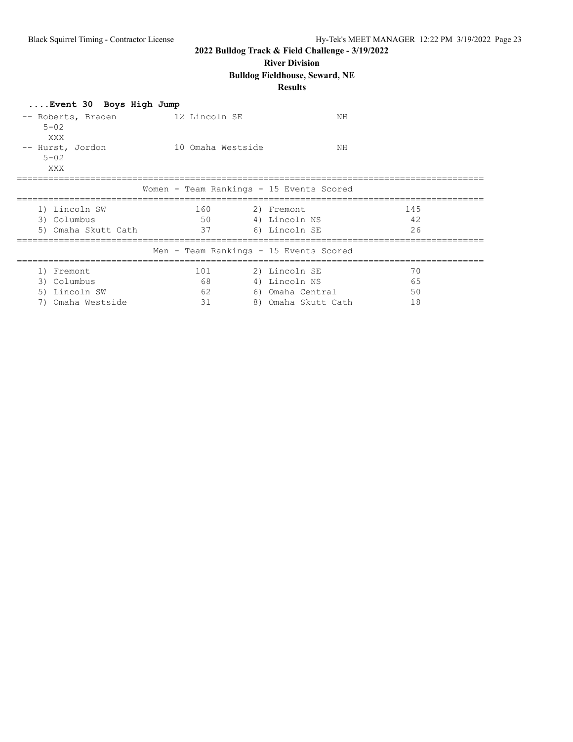**2022 Bulldog Track & Field Challenge - 3/19/2022**

**River Division**

**Bulldog Fieldhouse, Seward, NE**

**Results**

### ....Event 30 Boys High Jump

| | | | |
|---|---|---|---|
| -- | Roberts, Braden | 12 Lincoln SE | NH |
| | 5-02 | | |
| | XXX | | |
| -- | Hurst, Jordon | 10 Omaha Westside | NH |
| | 5-02 | | |
| | XXX | | |

### Women - Team Rankings - 15 Events Scored

| | | | |
|---|---|---|---|
| 1) Lincoln SW | 160 | 2) Fremont | 145 |
| 3) Columbus | 50 | 4) Lincoln NS | 42 |
| 5) Omaha Skutt Cath | 37 | 6) Lincoln SE | 26 |

### Men - Team Rankings - 15 Events Scored

| | | | |
|---|---|---|---|
| 1) Fremont | 101 | 2) Lincoln SE | 70 |
| 3) Columbus | 68 | 4) Lincoln NS | 65 |
| 5) Lincoln SW | 62 | 6) Omaha Central | 50 |
| 7) Omaha Westside | 31 | 8) Omaha Skutt Cath | 18 |